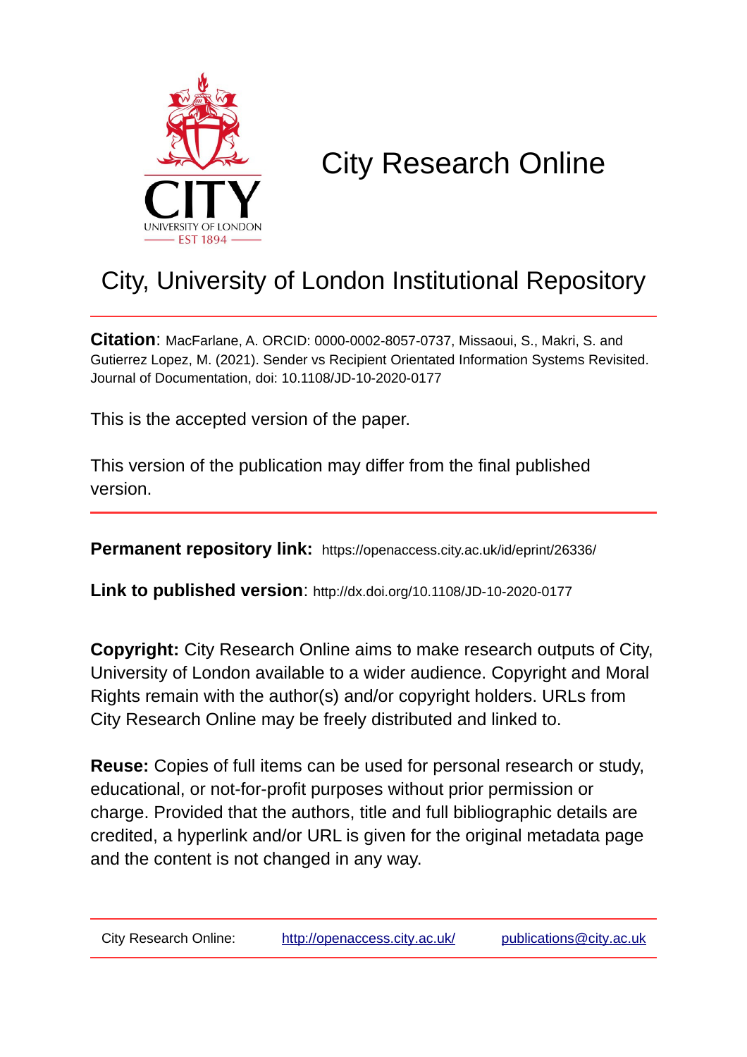# City Research Online

## City, University of London Institutional Repository

**Citation**: MacFarlane, A. ORCID: 0000-0002-8057-0737, Missaoui, S., Makri, S. and Gutierrez Lopez, M. (2021). Sender vs Recipient Orientated Information Systems Revisited. Journal of Documentation, doi: 10.1108/JD-10-2020-0177

This is the accepted version of the paper.

This version of the publication may differ from the final published version.

**Permanent repository link:** https://openaccess.city.ac.uk/id/eprint/26336/

**Link to published version**: http://dx.doi.org/10.1108/JD-10-2020-0177

**Copyright:** City Research Online aims to make research outputs of City, University of London available to a wider audience. Copyright and Moral Rights remain with the author(s) and/or copyright holders. URLs from City Research Online may be freely distributed and linked to.

**Reuse:** Copies of full items can be used for personal research or study, educational, or not-for-profit purposes without prior permission or charge. Provided that the authors, title and full bibliographic details are credited, a hyperlink and/or URL is given for the original metadata page and the content is not changed in any way.

City Research Online: http://openaccess.city.ac.uk/ publications@city.ac.uk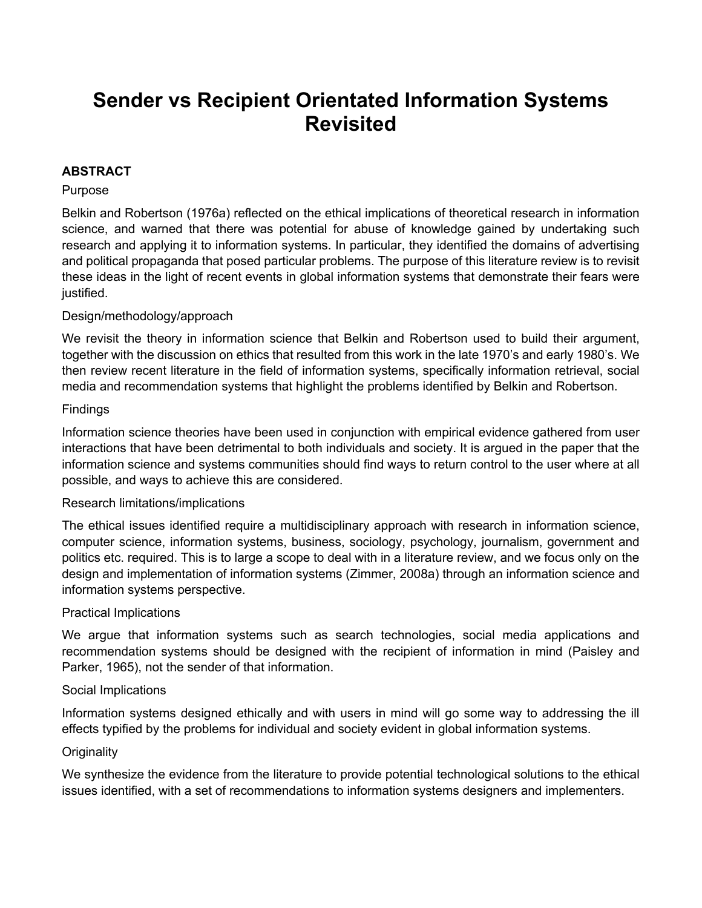# Sender vs Recipient Orientated Information Systems Revisited

**ABSTRACT**

Purpose

Belkin and Robertson (1976a) reflected on the ethical implications of theoretical research in information science, and warned that there was potential for abuse of knowledge gained by undertaking such research and applying it to information systems. In particular, they identified the domains of advertising and political propaganda that posed particular problems. The purpose of this literature review is to revisit these ideas in the light of recent events in global information systems that demonstrate their fears were justified.

Design/methodology/approach

We revisit the theory in information science that Belkin and Robertson used to build their argument, together with the discussion on ethics that resulted from this work in the late 1970's and early 1980's. We then review recent literature in the field of information systems, specifically information retrieval, social media and recommendation systems that highlight the problems identified by Belkin and Robertson.

Findings

Information science theories have been used in conjunction with empirical evidence gathered from user interactions that have been detrimental to both individuals and society. It is argued in the paper that the information science and systems communities should find ways to return control to the user where at all possible, and ways to achieve this are considered.

Research limitations/implications

The ethical issues identified require a multidisciplinary approach with research in information science, computer science, information systems, business, sociology, psychology, journalism, government and politics etc. required. This is to large a scope to deal with in a literature review, and we focus only on the design and implementation of information systems (Zimmer, 2008a) through an information science and information systems perspective.

Practical Implications

We argue that information systems such as search technologies, social media applications and recommendation systems should be designed with the recipient of information in mind (Paisley and Parker, 1965), not the sender of that information.

Social Implications

Information systems designed ethically and with users in mind will go some way to addressing the ill effects typified by the problems for individual and society evident in global information systems.

Originality

We synthesize the evidence from the literature to provide potential technological solutions to the ethical issues identified, with a set of recommendations to information systems designers and implementers.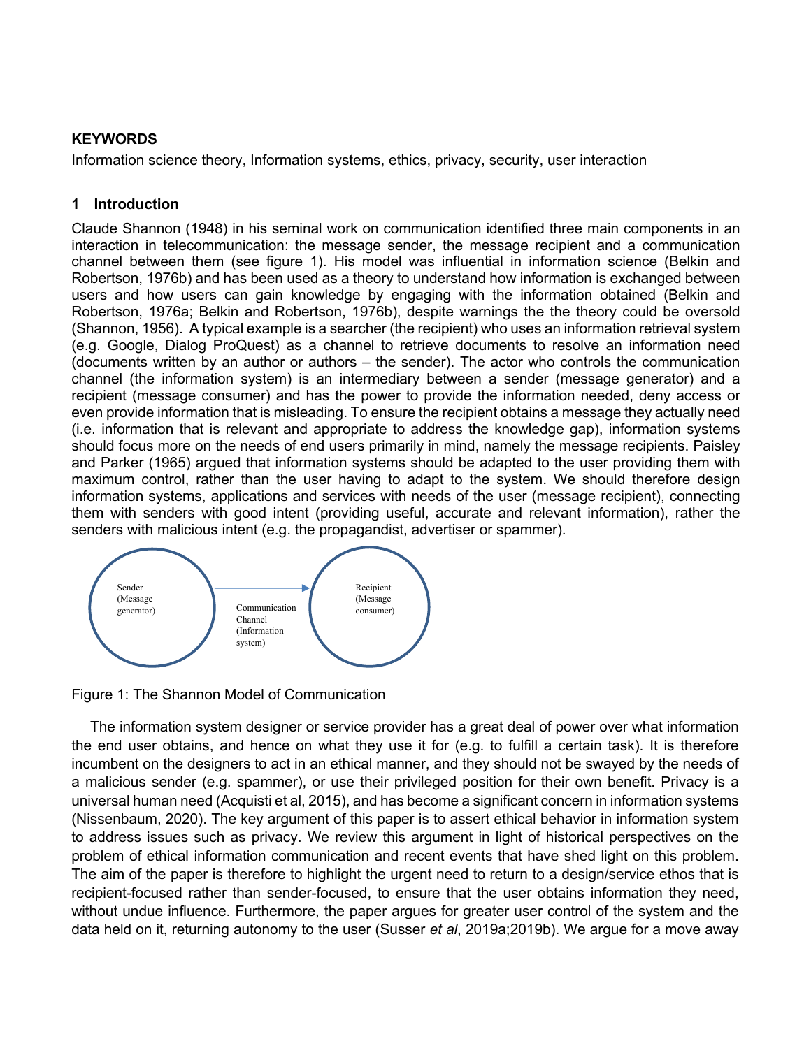**KEYWORDS**

Information science theory, Information systems, ethics, privacy, security, user interaction

## 1 Introduction

Claude Shannon (1948) in his seminal work on communication identified three main components in an interaction in telecommunication: the message sender, the message recipient and a communication channel between them (see figure 1). His model was influential in information science (Belkin and Robertson, 1976b) and has been used as a theory to understand how information is exchanged between users and how users can gain knowledge by engaging with the information obtained (Belkin and Robertson, 1976a; Belkin and Robertson, 1976b), despite warnings the the theory could be oversold (Shannon, 1956). A typical example is a searcher (the recipient) who uses an information retrieval system (e.g. Google, Dialog ProQuest) as a channel to retrieve documents to resolve an information need (documents written by an author or authors – the sender). The actor who controls the communication channel (the information system) is an intermediary between a sender (message generator) and a recipient (message consumer) and has the power to provide the information needed, deny access or even provide information that is misleading. To ensure the recipient obtains a message they actually need (i.e. information that is relevant and appropriate to address the knowledge gap), information systems should focus more on the needs of end users primarily in mind, namely the message recipients. Paisley and Parker (1965) argued that information systems should be adapted to the user providing them with maximum control, rather than the user having to adapt to the system. We should therefore design information systems, applications and services with needs of the user (message recipient), connecting them with senders with good intent (providing useful, accurate and relevant information), rather the senders with malicious intent (e.g. the propagandist, advertiser or spammer).

Sender (Message generator) → Communication Channel (Information system) → Recipient (Message consumer)

Figure 1: The Shannon Model of Communication

The information system designer or service provider has a great deal of power over what information the end user obtains, and hence on what they use it for (e.g. to fulfill a certain task). It is therefore incumbent on the designers to act in an ethical manner, and they should not be swayed by the needs of a malicious sender (e.g. spammer), or use their privileged position for their own benefit. Privacy is a universal human need (Acquisti et al, 2015), and has become a significant concern in information systems (Nissenbaum, 2020). The key argument of this paper is to assert ethical behavior in information system to address issues such as privacy. We review this argument in light of historical perspectives on the problem of ethical information communication and recent events that have shed light on this problem. The aim of the paper is therefore to highlight the urgent need to return to a design/service ethos that is recipient-focused rather than sender-focused, to ensure that the user obtains information they need, without undue influence. Furthermore, the paper argues for greater user control of the system and the data held on it, returning autonomy to the user (Susser *et al*, 2019a;2019b). We argue for a move away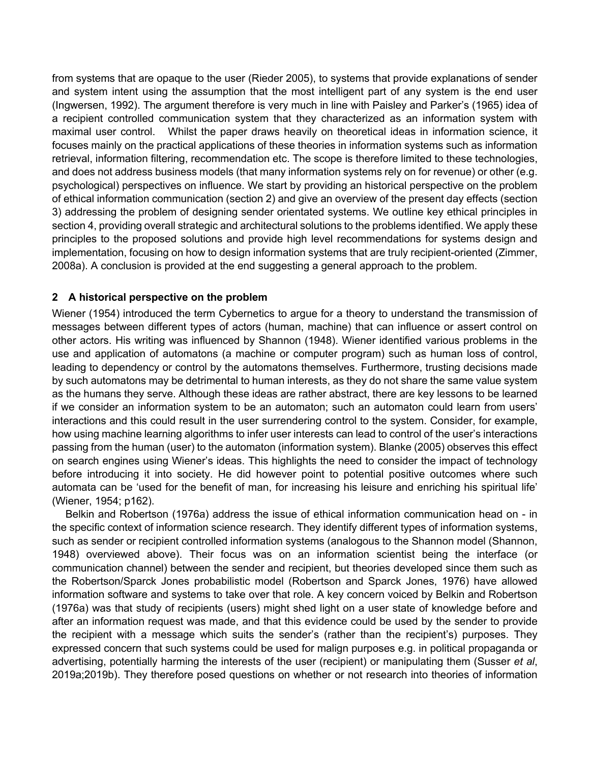from systems that are opaque to the user (Rieder 2005), to systems that provide explanations of sender and system intent using the assumption that the most intelligent part of any system is the end user (Ingwersen, 1992). The argument therefore is very much in line with Paisley and Parker's (1965) idea of a recipient controlled communication system that they characterized as an information system with maximal user control. Whilst the paper draws heavily on theoretical ideas in information science, it focuses mainly on the practical applications of these theories in information systems such as information retrieval, information filtering, recommendation etc. The scope is therefore limited to these technologies, and does not address business models (that many information systems rely on for revenue) or other (e.g. psychological) perspectives on influence. We start by providing an historical perspective on the problem of ethical information communication (section 2) and give an overview of the present day effects (section 3) addressing the problem of designing sender orientated systems. We outline key ethical principles in section 4, providing overall strategic and architectural solutions to the problems identified. We apply these principles to the proposed solutions and provide high level recommendations for systems design and implementation, focusing on how to design information systems that are truly recipient-oriented (Zimmer, 2008a). A conclusion is provided at the end suggesting a general approach to the problem.

## 2 A historical perspective on the problem

Wiener (1954) introduced the term Cybernetics to argue for a theory to understand the transmission of messages between different types of actors (human, machine) that can influence or assert control on other actors. His writing was influenced by Shannon (1948). Wiener identified various problems in the use and application of automatons (a machine or computer program) such as human loss of control, leading to dependency or control by the automatons themselves. Furthermore, trusting decisions made by such automatons may be detrimental to human interests, as they do not share the same value system as the humans they serve. Although these ideas are rather abstract, there are key lessons to be learned if we consider an information system to be an automaton; such an automaton could learn from users' interactions and this could result in the user surrendering control to the system. Consider, for example, how using machine learning algorithms to infer user interests can lead to control of the user's interactions passing from the human (user) to the automaton (information system). Blanke (2005) observes this effect on search engines using Wiener's ideas. This highlights the need to consider the impact of technology before introducing it into society. He did however point to potential positive outcomes where such automata can be 'used for the benefit of man, for increasing his leisure and enriching his spiritual life' (Wiener, 1954; p162).

Belkin and Robertson (1976a) address the issue of ethical information communication head on - in the specific context of information science research. They identify different types of information systems, such as sender or recipient controlled information systems (analogous to the Shannon model (Shannon, 1948) overviewed above). Their focus was on an information scientist being the interface (or communication channel) between the sender and recipient, but theories developed since them such as the Robertson/Sparck Jones probabilistic model (Robertson and Sparck Jones, 1976) have allowed information software and systems to take over that role. A key concern voiced by Belkin and Robertson (1976a) was that study of recipients (users) might shed light on a user state of knowledge before and after an information request was made, and that this evidence could be used by the sender to provide the recipient with a message which suits the sender's (rather than the recipient's) purposes. They expressed concern that such systems could be used for malign purposes e.g. in political propaganda or advertising, potentially harming the interests of the user (recipient) or manipulating them (Susser *et al*, 2019a;2019b). They therefore posed questions on whether or not research into theories of information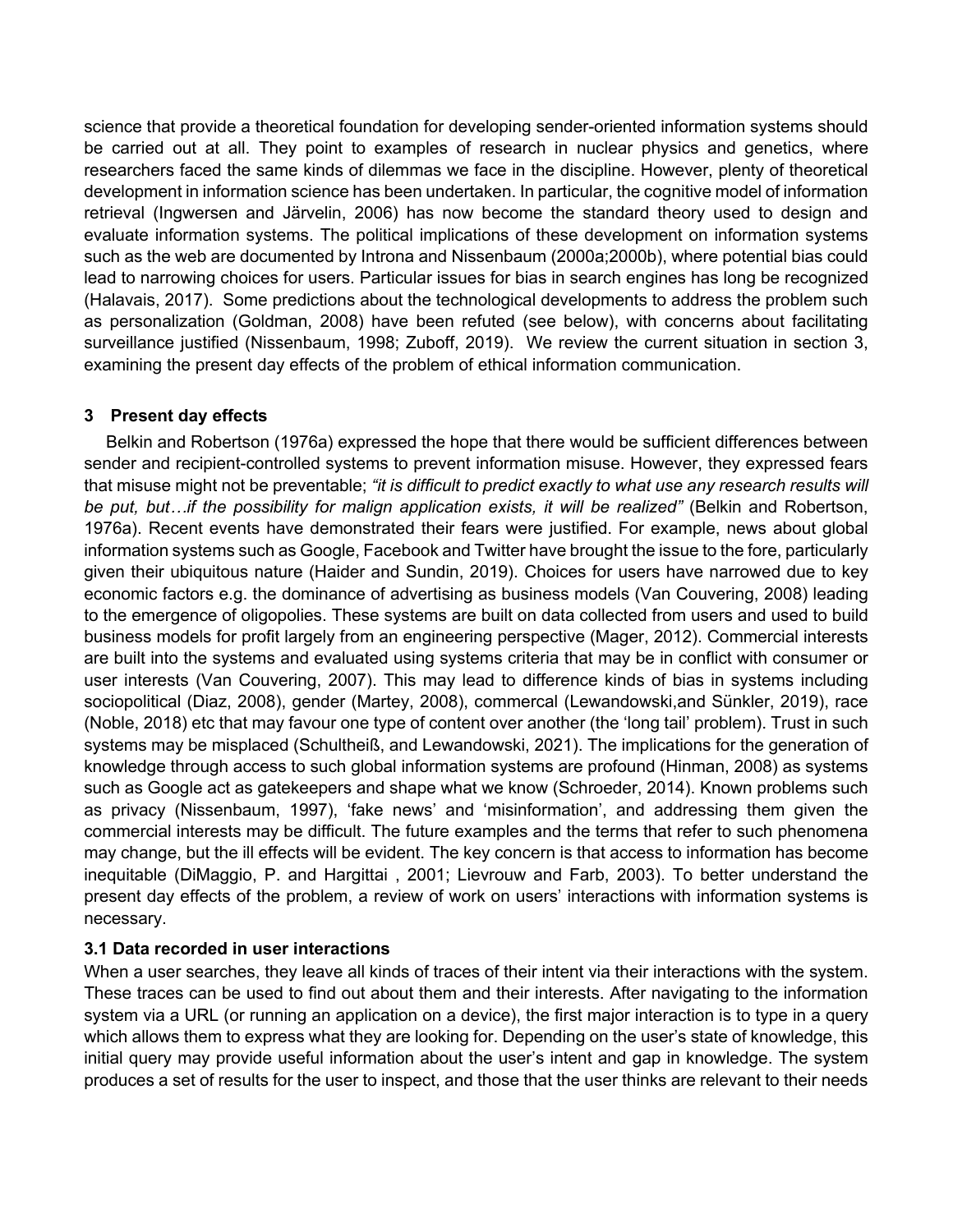science that provide a theoretical foundation for developing sender-oriented information systems should be carried out at all. They point to examples of research in nuclear physics and genetics, where researchers faced the same kinds of dilemmas we face in the discipline. However, plenty of theoretical development in information science has been undertaken. In particular, the cognitive model of information retrieval (Ingwersen and Järvelin, 2006) has now become the standard theory used to design and evaluate information systems. The political implications of these development on information systems such as the web are documented by Introna and Nissenbaum (2000a;2000b), where potential bias could lead to narrowing choices for users. Particular issues for bias in search engines has long be recognized (Halavais, 2017). Some predictions about the technological developments to address the problem such as personalization (Goldman, 2008) have been refuted (see below), with concerns about facilitating surveillance justified (Nissenbaum, 1998; Zuboff, 2019). We review the current situation in section 3, examining the present day effects of the problem of ethical information communication.

## 3 Present day effects

Belkin and Robertson (1976a) expressed the hope that there would be sufficient differences between sender and recipient-controlled systems to prevent information misuse. However, they expressed fears that misuse might not be preventable; *"it is difficult to predict exactly to what use any research results will be put, but…if the possibility for malign application exists, it will be realized"* (Belkin and Robertson, 1976a). Recent events have demonstrated their fears were justified. For example, news about global information systems such as Google, Facebook and Twitter have brought the issue to the fore, particularly given their ubiquitous nature (Haider and Sundin, 2019). Choices for users have narrowed due to key economic factors e.g. the dominance of advertising as business models (Van Couvering, 2008) leading to the emergence of oligopolies. These systems are built on data collected from users and used to build business models for profit largely from an engineering perspective (Mager, 2012). Commercial interests are built into the systems and evaluated using systems criteria that may be in conflict with consumer or user interests (Van Couvering, 2007). This may lead to difference kinds of bias in systems including sociopolitical (Diaz, 2008), gender (Martey, 2008), commercal (Lewandowski,and Sünkler, 2019), race (Noble, 2018) etc that may favour one type of content over another (the 'long tail' problem). Trust in such systems may be misplaced (Schultheiß, and Lewandowski, 2021). The implications for the generation of knowledge through access to such global information systems are profound (Hinman, 2008) as systems such as Google act as gatekeepers and shape what we know (Schroeder, 2014). Known problems such as privacy (Nissenbaum, 1997), 'fake news' and 'misinformation', and addressing them given the commercial interests may be difficult. The future examples and the terms that refer to such phenomena may change, but the ill effects will be evident. The key concern is that access to information has become inequitable (DiMaggio, P. and Hargittai , 2001; Lievrouw and Farb, 2003). To better understand the present day effects of the problem, a review of work on users' interactions with information systems is necessary.

### 3.1 Data recorded in user interactions

When a user searches, they leave all kinds of traces of their intent via their interactions with the system. These traces can be used to find out about them and their interests. After navigating to the information system via a URL (or running an application on a device), the first major interaction is to type in a query which allows them to express what they are looking for. Depending on the user's state of knowledge, this initial query may provide useful information about the user's intent and gap in knowledge. The system produces a set of results for the user to inspect, and those that the user thinks are relevant to their needs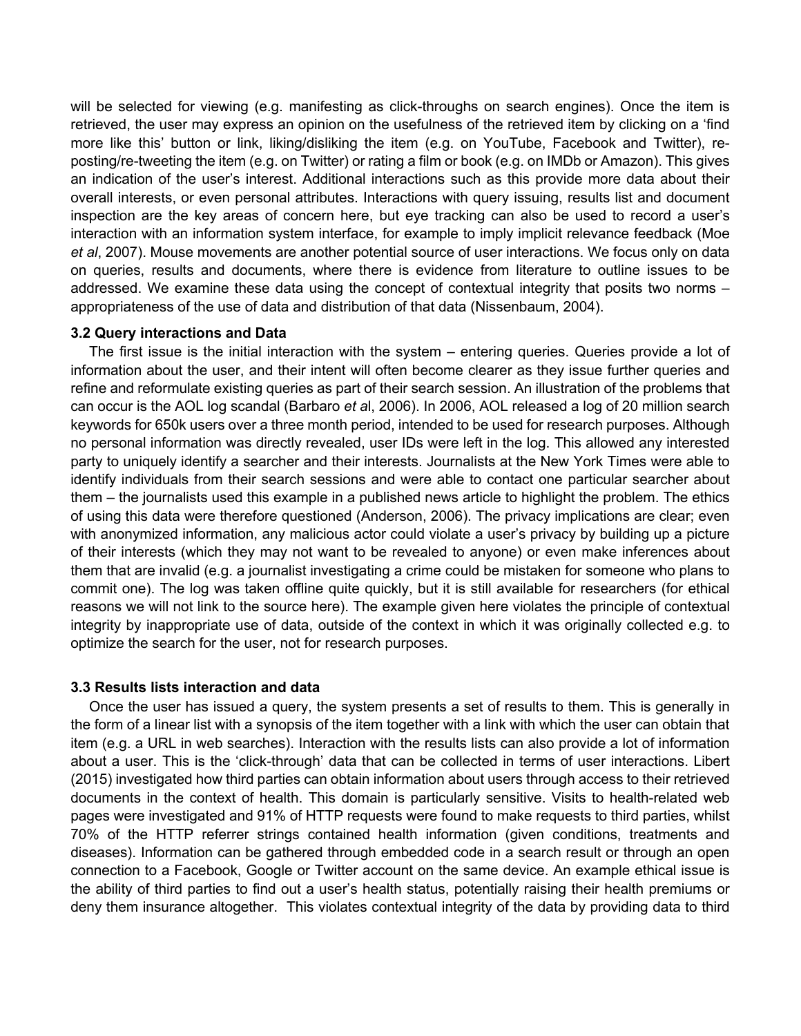will be selected for viewing (e.g. manifesting as click-throughs on search engines). Once the item is retrieved, the user may express an opinion on the usefulness of the retrieved item by clicking on a 'find more like this' button or link, liking/disliking the item (e.g. on YouTube, Facebook and Twitter), re-posting/re-tweeting the item (e.g. on Twitter) or rating a film or book (e.g. on IMDb or Amazon). This gives an indication of the user's interest. Additional interactions such as this provide more data about their overall interests, or even personal attributes. Interactions with query issuing, results list and document inspection are the key areas of concern here, but eye tracking can also be used to record a user's interaction with an information system interface, for example to imply implicit relevance feedback (Moe *et al*, 2007). Mouse movements are another potential source of user interactions. We focus only on data on queries, results and documents, where there is evidence from literature to outline issues to be addressed. We examine these data using the concept of contextual integrity that posits two norms – appropriateness of the use of data and distribution of that data (Nissenbaum, 2004).

### 3.2 Query interactions and Data

The first issue is the initial interaction with the system – entering queries. Queries provide a lot of information about the user, and their intent will often become clearer as they issue further queries and refine and reformulate existing queries as part of their search session. An illustration of the problems that can occur is the AOL log scandal (Barbaro *et a*l, 2006). In 2006, AOL released a log of 20 million search keywords for 650k users over a three month period, intended to be used for research purposes. Although no personal information was directly revealed, user IDs were left in the log. This allowed any interested party to uniquely identify a searcher and their interests. Journalists at the New York Times were able to identify individuals from their search sessions and were able to contact one particular searcher about them – the journalists used this example in a published news article to highlight the problem. The ethics of using this data were therefore questioned (Anderson, 2006). The privacy implications are clear; even with anonymized information, any malicious actor could violate a user's privacy by building up a picture of their interests (which they may not want to be revealed to anyone) or even make inferences about them that are invalid (e.g. a journalist investigating a crime could be mistaken for someone who plans to commit one). The log was taken offline quite quickly, but it is still available for researchers (for ethical reasons we will not link to the source here). The example given here violates the principle of contextual integrity by inappropriate use of data, outside of the context in which it was originally collected e.g. to optimize the search for the user, not for research purposes.

### 3.3 Results lists interaction and data

Once the user has issued a query, the system presents a set of results to them. This is generally in the form of a linear list with a synopsis of the item together with a link with which the user can obtain that item (e.g. a URL in web searches). Interaction with the results lists can also provide a lot of information about a user. This is the 'click-through' data that can be collected in terms of user interactions. Libert (2015) investigated how third parties can obtain information about users through access to their retrieved documents in the context of health. This domain is particularly sensitive. Visits to health-related web pages were investigated and 91% of HTTP requests were found to make requests to third parties, whilst 70% of the HTTP referrer strings contained health information (given conditions, treatments and diseases). Information can be gathered through embedded code in a search result or through an open connection to a Facebook, Google or Twitter account on the same device. An example ethical issue is the ability of third parties to find out a user's health status, potentially raising their health premiums or deny them insurance altogether. This violates contextual integrity of the data by providing data to third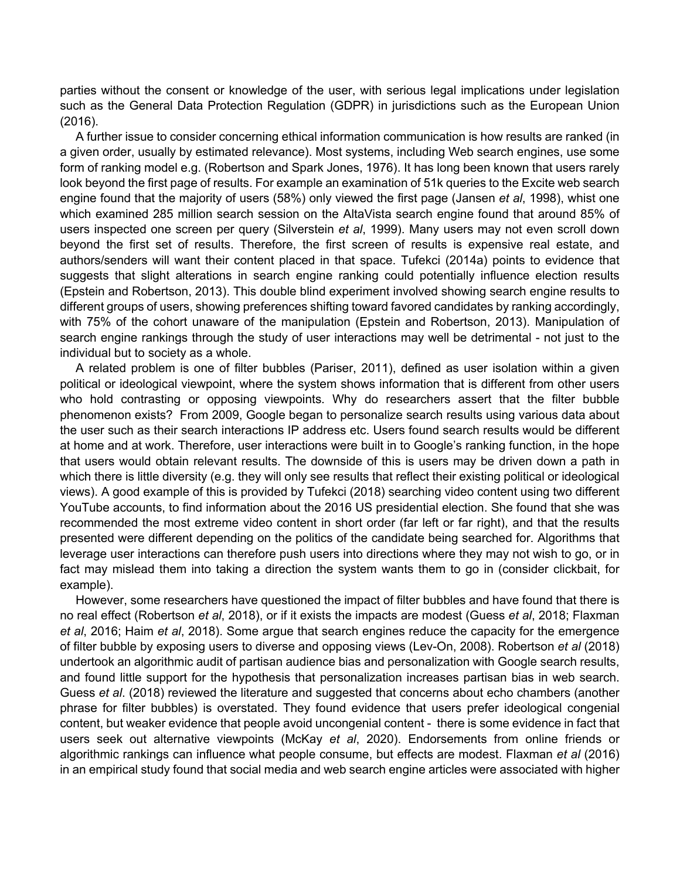parties without the consent or knowledge of the user, with serious legal implications under legislation such as the General Data Protection Regulation (GDPR) in jurisdictions such as the European Union (2016).

A further issue to consider concerning ethical information communication is how results are ranked (in a given order, usually by estimated relevance). Most systems, including Web search engines, use some form of ranking model e.g. (Robertson and Spark Jones, 1976). It has long been known that users rarely look beyond the first page of results. For example an examination of 51k queries to the Excite web search engine found that the majority of users (58%) only viewed the first page (Jansen *et al*, 1998), whist one which examined 285 million search session on the AltaVista search engine found that around 85% of users inspected one screen per query (Silverstein *et al*, 1999). Many users may not even scroll down beyond the first set of results. Therefore, the first screen of results is expensive real estate, and authors/senders will want their content placed in that space. Tufekci (2014a) points to evidence that suggests that slight alterations in search engine ranking could potentially influence election results (Epstein and Robertson, 2013). This double blind experiment involved showing search engine results to different groups of users, showing preferences shifting toward favored candidates by ranking accordingly, with 75% of the cohort unaware of the manipulation (Epstein and Robertson, 2013). Manipulation of search engine rankings through the study of user interactions may well be detrimental - not just to the individual but to society as a whole.

A related problem is one of filter bubbles (Pariser, 2011), defined as user isolation within a given political or ideological viewpoint, where the system shows information that is different from other users who hold contrasting or opposing viewpoints. Why do researchers assert that the filter bubble phenomenon exists? From 2009, Google began to personalize search results using various data about the user such as their search interactions IP address etc. Users found search results would be different at home and at work. Therefore, user interactions were built in to Google's ranking function, in the hope that users would obtain relevant results. The downside of this is users may be driven down a path in which there is little diversity (e.g. they will only see results that reflect their existing political or ideological views). A good example of this is provided by Tufekci (2018) searching video content using two different YouTube accounts, to find information about the 2016 US presidential election. She found that she was recommended the most extreme video content in short order (far left or far right), and that the results presented were different depending on the politics of the candidate being searched for. Algorithms that leverage user interactions can therefore push users into directions where they may not wish to go, or in fact may mislead them into taking a direction the system wants them to go in (consider clickbait, for example).

However, some researchers have questioned the impact of filter bubbles and have found that there is no real effect (Robertson *et al*, 2018), or if it exists the impacts are modest (Guess *et al*, 2018; Flaxman *et al*, 2016; Haim *et al*, 2018). Some argue that search engines reduce the capacity for the emergence of filter bubble by exposing users to diverse and opposing views (Lev-On, 2008). Robertson *et al* (2018) undertook an algorithmic audit of partisan audience bias and personalization with Google search results, and found little support for the hypothesis that personalization increases partisan bias in web search. Guess *et al*. (2018) reviewed the literature and suggested that concerns about echo chambers (another phrase for filter bubbles) is overstated. They found evidence that users prefer ideological congenial content, but weaker evidence that people avoid uncongenial content - there is some evidence in fact that users seek out alternative viewpoints (McKay *et al*, 2020). Endorsements from online friends or algorithmic rankings can influence what people consume, but effects are modest. Flaxman *et al* (2016) in an empirical study found that social media and web search engine articles were associated with higher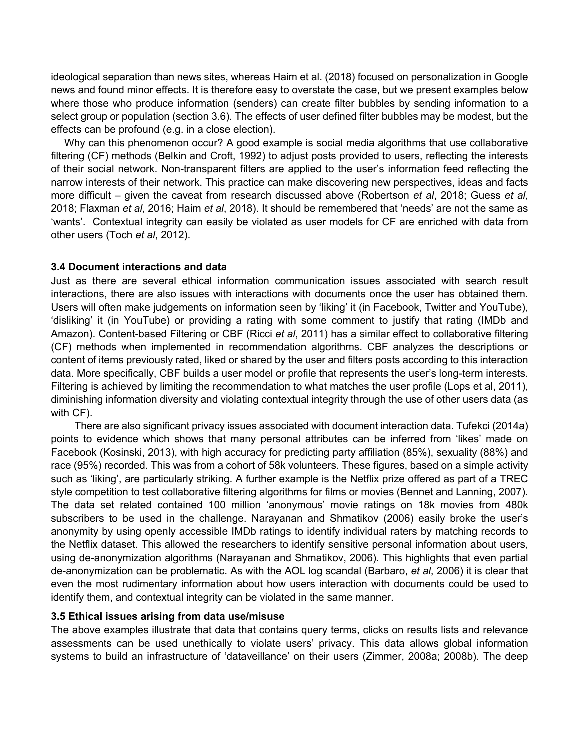ideological separation than news sites, whereas Haim et al. (2018) focused on personalization in Google news and found minor effects. It is therefore easy to overstate the case, but we present examples below where those who produce information (senders) can create filter bubbles by sending information to a select group or population (section 3.6). The effects of user defined filter bubbles may be modest, but the effects can be profound (e.g. in a close election).

Why can this phenomenon occur? A good example is social media algorithms that use collaborative filtering (CF) methods (Belkin and Croft, 1992) to adjust posts provided to users, reflecting the interests of their social network. Non-transparent filters are applied to the user's information feed reflecting the narrow interests of their network. This practice can make discovering new perspectives, ideas and facts more difficult – given the caveat from research discussed above (Robertson *et al*, 2018; Guess *et al*, 2018; Flaxman *et al*, 2016; Haim *et al*, 2018). It should be remembered that 'needs' are not the same as 'wants'. Contextual integrity can easily be violated as user models for CF are enriched with data from other users (Toch *et al*, 2012).

### 3.4 Document interactions and data

Just as there are several ethical information communication issues associated with search result interactions, there are also issues with interactions with documents once the user has obtained them. Users will often make judgements on information seen by 'liking' it (in Facebook, Twitter and YouTube), 'disliking' it (in YouTube) or providing a rating with some comment to justify that rating (IMDb and Amazon). Content-based Filtering or CBF (Ricci *et al*, 2011) has a similar effect to collaborative filtering (CF) methods when implemented in recommendation algorithms. CBF analyzes the descriptions or content of items previously rated, liked or shared by the user and filters posts according to this interaction data. More specifically, CBF builds a user model or profile that represents the user's long-term interests. Filtering is achieved by limiting the recommendation to what matches the user profile (Lops et al, 2011), diminishing information diversity and violating contextual integrity through the use of other users data (as with CF).

There are also significant privacy issues associated with document interaction data. Tufekci (2014a) points to evidence which shows that many personal attributes can be inferred from 'likes' made on Facebook (Kosinski, 2013), with high accuracy for predicting party affiliation (85%), sexuality (88%) and race (95%) recorded. This was from a cohort of 58k volunteers. These figures, based on a simple activity such as 'liking', are particularly striking. A further example is the Netflix prize offered as part of a TREC style competition to test collaborative filtering algorithms for films or movies (Bennet and Lanning, 2007). The data set related contained 100 million 'anonymous' movie ratings on 18k movies from 480k subscribers to be used in the challenge. Narayanan and Shmatikov (2006) easily broke the user's anonymity by using openly accessible IMDb ratings to identify individual raters by matching records to the Netflix dataset. This allowed the researchers to identify sensitive personal information about users, using de-anonymization algorithms (Narayanan and Shmatikov, 2006). This highlights that even partial de-anonymization can be problematic. As with the AOL log scandal (Barbaro, *et al*, 2006) it is clear that even the most rudimentary information about how users interaction with documents could be used to identify them, and contextual integrity can be violated in the same manner.

### 3.5 Ethical issues arising from data use/misuse

The above examples illustrate that data that contains query terms, clicks on results lists and relevance assessments can be used unethically to violate users' privacy. This data allows global information systems to build an infrastructure of 'dataveillance' on their users (Zimmer, 2008a; 2008b). The deep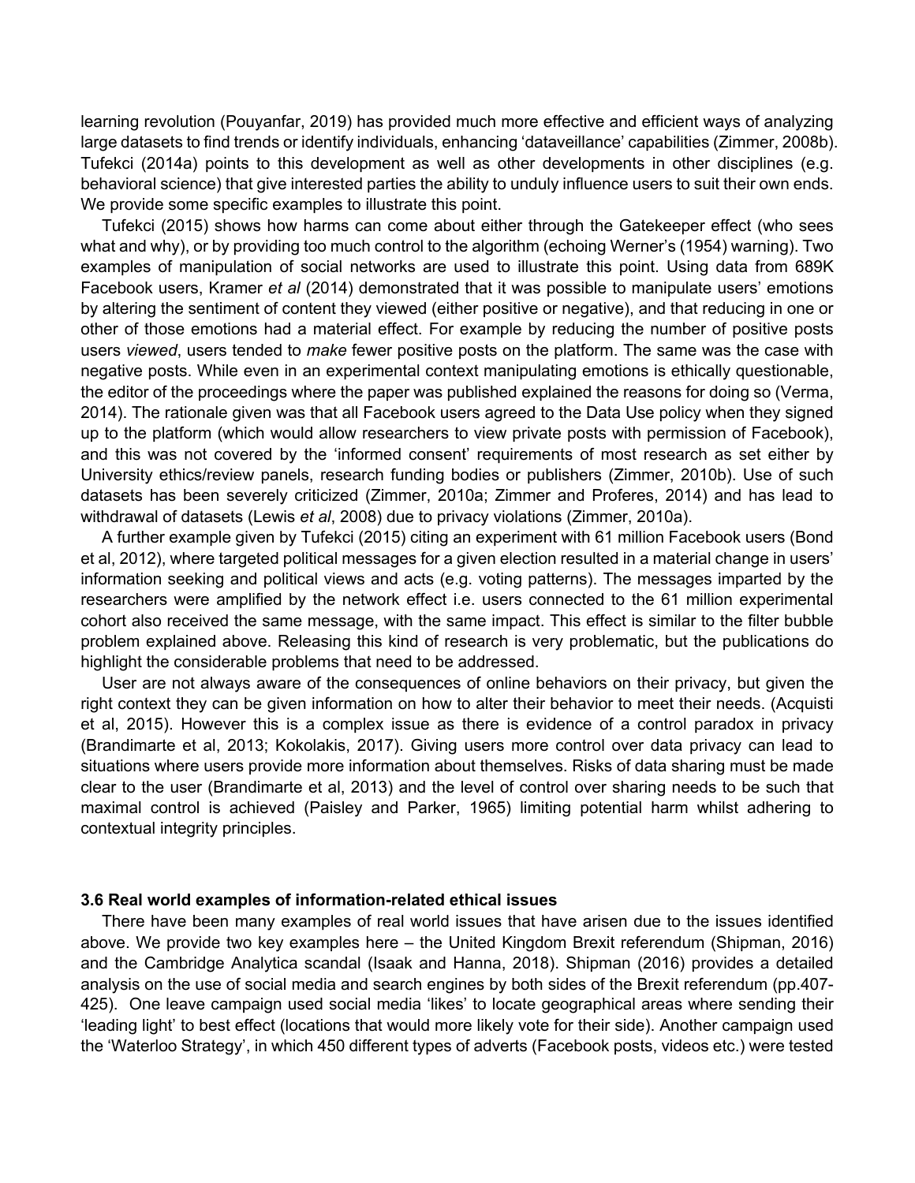learning revolution (Pouyanfar, 2019) has provided much more effective and efficient ways of analyzing large datasets to find trends or identify individuals, enhancing 'dataveillance' capabilities (Zimmer, 2008b). Tufekci (2014a) points to this development as well as other developments in other disciplines (e.g. behavioral science) that give interested parties the ability to unduly influence users to suit their own ends. We provide some specific examples to illustrate this point.

Tufekci (2015) shows how harms can come about either through the Gatekeeper effect (who sees what and why), or by providing too much control to the algorithm (echoing Werner's (1954) warning). Two examples of manipulation of social networks are used to illustrate this point. Using data from 689K Facebook users, Kramer *et al* (2014) demonstrated that it was possible to manipulate users' emotions by altering the sentiment of content they viewed (either positive or negative), and that reducing in one or other of those emotions had a material effect. For example by reducing the number of positive posts users *viewed*, users tended to *make* fewer positive posts on the platform. The same was the case with negative posts. While even in an experimental context manipulating emotions is ethically questionable, the editor of the proceedings where the paper was published explained the reasons for doing so (Verma, 2014). The rationale given was that all Facebook users agreed to the Data Use policy when they signed up to the platform (which would allow researchers to view private posts with permission of Facebook), and this was not covered by the 'informed consent' requirements of most research as set either by University ethics/review panels, research funding bodies or publishers (Zimmer, 2010b). Use of such datasets has been severely criticized (Zimmer, 2010a; Zimmer and Proferes, 2014) and has lead to withdrawal of datasets (Lewis *et al*, 2008) due to privacy violations (Zimmer, 2010a).

A further example given by Tufekci (2015) citing an experiment with 61 million Facebook users (Bond et al, 2012), where targeted political messages for a given election resulted in a material change in users' information seeking and political views and acts (e.g. voting patterns). The messages imparted by the researchers were amplified by the network effect i.e. users connected to the 61 million experimental cohort also received the same message, with the same impact. This effect is similar to the filter bubble problem explained above. Releasing this kind of research is very problematic, but the publications do highlight the considerable problems that need to be addressed.

User are not always aware of the consequences of online behaviors on their privacy, but given the right context they can be given information on how to alter their behavior to meet their needs. (Acquisti et al, 2015). However this is a complex issue as there is evidence of a control paradox in privacy (Brandimarte et al, 2013; Kokolakis, 2017). Giving users more control over data privacy can lead to situations where users provide more information about themselves. Risks of data sharing must be made clear to the user (Brandimarte et al, 2013) and the level of control over sharing needs to be such that maximal control is achieved (Paisley and Parker, 1965) limiting potential harm whilst adhering to contextual integrity principles.

### 3.6 Real world examples of information-related ethical issues

There have been many examples of real world issues that have arisen due to the issues identified above. We provide two key examples here – the United Kingdom Brexit referendum (Shipman, 2016) and the Cambridge Analytica scandal (Isaak and Hanna, 2018). Shipman (2016) provides a detailed analysis on the use of social media and search engines by both sides of the Brexit referendum (pp.407-425). One leave campaign used social media 'likes' to locate geographical areas where sending their 'leading light' to best effect (locations that would more likely vote for their side). Another campaign used the 'Waterloo Strategy', in which 450 different types of adverts (Facebook posts, videos etc.) were tested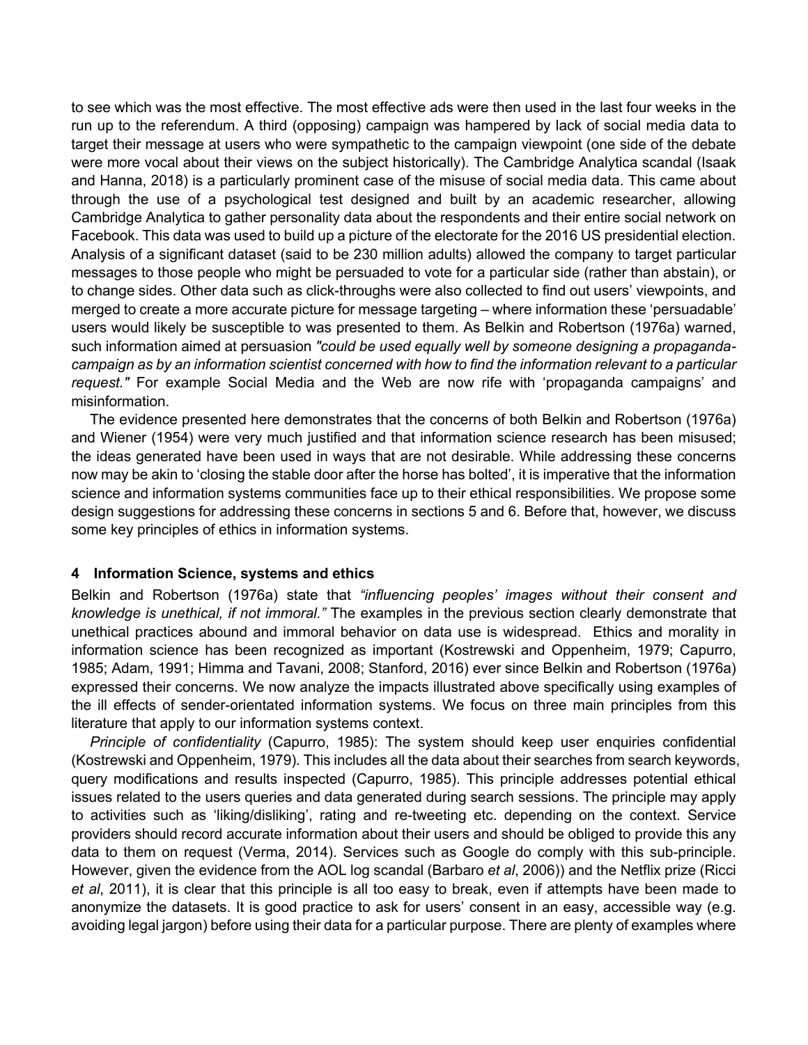to see which was the most effective. The most effective ads were then used in the last four weeks in the run up to the referendum. A third (opposing) campaign was hampered by lack of social media data to target their message at users who were sympathetic to the campaign viewpoint (one side of the debate were more vocal about their views on the subject historically). The Cambridge Analytica scandal (Isaak and Hanna, 2018) is a particularly prominent case of the misuse of social media data. This came about through the use of a psychological test designed and built by an academic researcher, allowing Cambridge Analytica to gather personality data about the respondents and their entire social network on Facebook. This data was used to build up a picture of the electorate for the 2016 US presidential election. Analysis of a significant dataset (said to be 230 million adults) allowed the company to target particular messages to those people who might be persuaded to vote for a particular side (rather than abstain), or to change sides. Other data such as click-throughs were also collected to find out users' viewpoints, and merged to create a more accurate picture for message targeting – where information these 'persuadable' users would likely be susceptible to was presented to them. As Belkin and Robertson (1976a) warned, such information aimed at persuasion *"could be used equally well by someone designing a propaganda-campaign as by an information scientist concerned with how to find the information relevant to a particular request."* For example Social Media and the Web are now rife with 'propaganda campaigns' and misinformation.

The evidence presented here demonstrates that the concerns of both Belkin and Robertson (1976a) and Wiener (1954) were very much justified and that information science research has been misused; the ideas generated have been used in ways that are not desirable. While addressing these concerns now may be akin to 'closing the stable door after the horse has bolted', it is imperative that the information science and information systems communities face up to their ethical responsibilities. We propose some design suggestions for addressing these concerns in sections 5 and 6. Before that, however, we discuss some key principles of ethics in information systems.

## 4 Information Science, systems and ethics

Belkin and Robertson (1976a) state that *"influencing peoples' images without their consent and knowledge is unethical, if not immoral."* The examples in the previous section clearly demonstrate that unethical practices abound and immoral behavior on data use is widespread. Ethics and morality in information science has been recognized as important (Kostrewski and Oppenheim, 1979; Capurro, 1985; Adam, 1991; Himma and Tavani, 2008; Stanford, 2016) ever since Belkin and Robertson (1976a) expressed their concerns. We now analyze the impacts illustrated above specifically using examples of the ill effects of sender-orientated information systems. We focus on three main principles from this literature that apply to our information systems context.

*Principle of confidentiality* (Capurro, 1985): The system should keep user enquiries confidential (Kostrewski and Oppenheim, 1979). This includes all the data about their searches from search keywords, query modifications and results inspected (Capurro, 1985). This principle addresses potential ethical issues related to the users queries and data generated during search sessions. The principle may apply to activities such as 'liking/disliking', rating and re-tweeting etc. depending on the context. Service providers should record accurate information about their users and should be obliged to provide this any data to them on request (Verma, 2014). Services such as Google do comply with this sub-principle. However, given the evidence from the AOL log scandal (Barbaro *et al*, 2006)) and the Netflix prize (Ricci *et al*, 2011), it is clear that this principle is all too easy to break, even if attempts have been made to anonymize the datasets. It is good practice to ask for users' consent in an easy, accessible way (e.g. avoiding legal jargon) before using their data for a particular purpose. There are plenty of examples where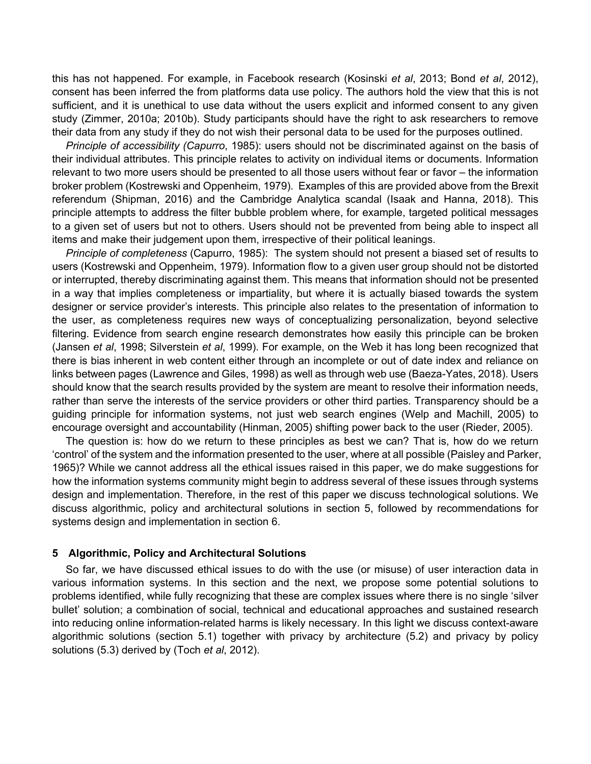this has not happened. For example, in Facebook research (Kosinski *et al*, 2013; Bond *et al*, 2012), consent has been inferred the from platforms data use policy. The authors hold the view that this is not sufficient, and it is unethical to use data without the users explicit and informed consent to any given study (Zimmer, 2010a; 2010b). Study participants should have the right to ask researchers to remove their data from any study if they do not wish their personal data to be used for the purposes outlined.

*Principle of accessibility (Capurro*, 1985): users should not be discriminated against on the basis of their individual attributes. This principle relates to activity on individual items or documents. Information relevant to two more users should be presented to all those users without fear or favor – the information broker problem (Kostrewski and Oppenheim, 1979). Examples of this are provided above from the Brexit referendum (Shipman, 2016) and the Cambridge Analytica scandal (Isaak and Hanna, 2018). This principle attempts to address the filter bubble problem where, for example, targeted political messages to a given set of users but not to others. Users should not be prevented from being able to inspect all items and make their judgement upon them, irrespective of their political leanings.

*Principle of completeness* (Capurro, 1985): The system should not present a biased set of results to users (Kostrewski and Oppenheim, 1979). Information flow to a given user group should not be distorted or interrupted, thereby discriminating against them. This means that information should not be presented in a way that implies completeness or impartiality, but where it is actually biased towards the system designer or service provider's interests. This principle also relates to the presentation of information to the user, as completeness requires new ways of conceptualizing personalization, beyond selective filtering. Evidence from search engine research demonstrates how easily this principle can be broken (Jansen *et al*, 1998; Silverstein *et al*, 1999). For example, on the Web it has long been recognized that there is bias inherent in web content either through an incomplete or out of date index and reliance on links between pages (Lawrence and Giles, 1998) as well as through web use (Baeza-Yates, 2018). Users should know that the search results provided by the system are meant to resolve their information needs, rather than serve the interests of the service providers or other third parties. Transparency should be a guiding principle for information systems, not just web search engines (Welp and Machill, 2005) to encourage oversight and accountability (Hinman, 2005) shifting power back to the user (Rieder, 2005).

The question is: how do we return to these principles as best we can? That is, how do we return 'control' of the system and the information presented to the user, where at all possible (Paisley and Parker, 1965)? While we cannot address all the ethical issues raised in this paper, we do make suggestions for how the information systems community might begin to address several of these issues through systems design and implementation. Therefore, in the rest of this paper we discuss technological solutions. We discuss algorithmic, policy and architectural solutions in section 5, followed by recommendations for systems design and implementation in section 6.

## 5 Algorithmic, Policy and Architectural Solutions

So far, we have discussed ethical issues to do with the use (or misuse) of user interaction data in various information systems. In this section and the next, we propose some potential solutions to problems identified, while fully recognizing that these are complex issues where there is no single 'silver bullet' solution; a combination of social, technical and educational approaches and sustained research into reducing online information-related harms is likely necessary. In this light we discuss context-aware algorithmic solutions (section 5.1) together with privacy by architecture (5.2) and privacy by policy solutions (5.3) derived by (Toch *et al*, 2012).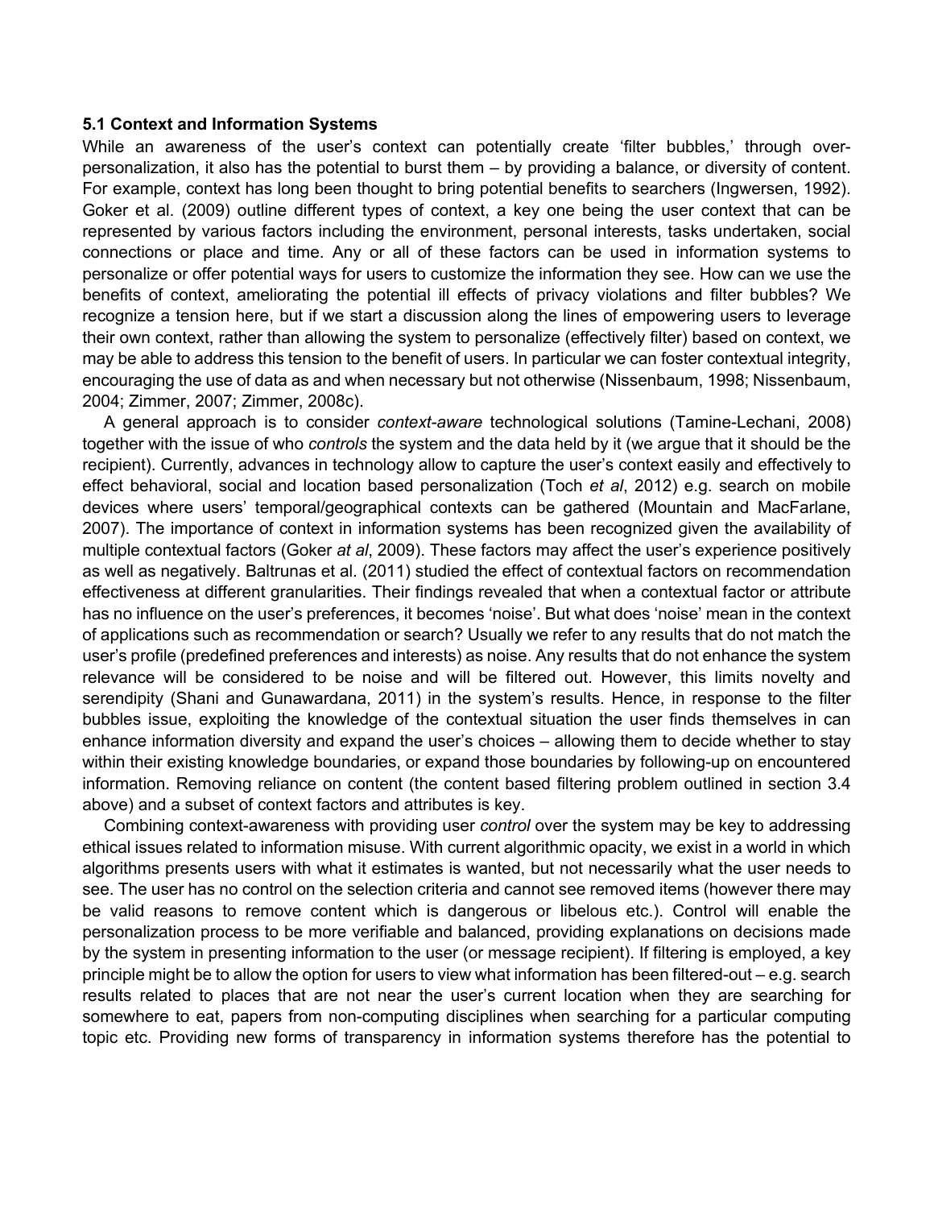### 5.1 Context and Information Systems

While an awareness of the user's context can potentially create 'filter bubbles,' through over-personalization, it also has the potential to burst them – by providing a balance, or diversity of content. For example, context has long been thought to bring potential benefits to searchers (Ingwersen, 1992). Goker et al. (2009) outline different types of context, a key one being the user context that can be represented by various factors including the environment, personal interests, tasks undertaken, social connections or place and time. Any or all of these factors can be used in information systems to personalize or offer potential ways for users to customize the information they see. How can we use the benefits of context, ameliorating the potential ill effects of privacy violations and filter bubbles? We recognize a tension here, but if we start a discussion along the lines of empowering users to leverage their own context, rather than allowing the system to personalize (effectively filter) based on context, we may be able to address this tension to the benefit of users. In particular we can foster contextual integrity, encouraging the use of data as and when necessary but not otherwise (Nissenbaum, 1998; Nissenbaum, 2004; Zimmer, 2007; Zimmer, 2008c).

A general approach is to consider *context-aware* technological solutions (Tamine-Lechani, 2008) together with the issue of who *controls* the system and the data held by it (we argue that it should be the recipient). Currently, advances in technology allow to capture the user's context easily and effectively to effect behavioral, social and location based personalization (Toch *et al*, 2012) e.g. search on mobile devices where users' temporal/geographical contexts can be gathered (Mountain and MacFarlane, 2007). The importance of context in information systems has been recognized given the availability of multiple contextual factors (Goker *at al*, 2009). These factors may affect the user's experience positively as well as negatively. Baltrunas et al. (2011) studied the effect of contextual factors on recommendation effectiveness at different granularities. Their findings revealed that when a contextual factor or attribute has no influence on the user's preferences, it becomes 'noise'. But what does 'noise' mean in the context of applications such as recommendation or search? Usually we refer to any results that do not match the user's profile (predefined preferences and interests) as noise. Any results that do not enhance the system relevance will be considered to be noise and will be filtered out. However, this limits novelty and serendipity (Shani and Gunawardana, 2011) in the system's results. Hence, in response to the filter bubbles issue, exploiting the knowledge of the contextual situation the user finds themselves in can enhance information diversity and expand the user's choices – allowing them to decide whether to stay within their existing knowledge boundaries, or expand those boundaries by following-up on encountered information. Removing reliance on content (the content based filtering problem outlined in section 3.4 above) and a subset of context factors and attributes is key.

Combining context-awareness with providing user *control* over the system may be key to addressing ethical issues related to information misuse. With current algorithmic opacity, we exist in a world in which algorithms presents users with what it estimates is wanted, but not necessarily what the user needs to see. The user has no control on the selection criteria and cannot see removed items (however there may be valid reasons to remove content which is dangerous or libelous etc.). Control will enable the personalization process to be more verifiable and balanced, providing explanations on decisions made by the system in presenting information to the user (or message recipient). If filtering is employed, a key principle might be to allow the option for users to view what information has been filtered-out – e.g. search results related to places that are not near the user's current location when they are searching for somewhere to eat, papers from non-computing disciplines when searching for a particular computing topic etc. Providing new forms of transparency in information systems therefore has the potential to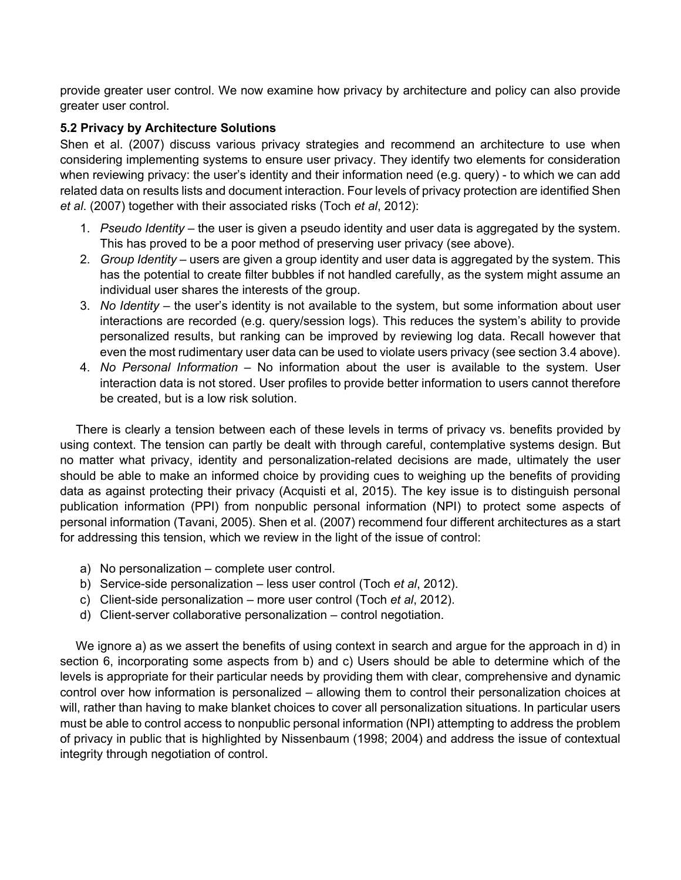provide greater user control. We now examine how privacy by architecture and policy can also provide greater user control.

### 5.2 Privacy by Architecture Solutions

Shen et al. (2007) discuss various privacy strategies and recommend an architecture to use when considering implementing systems to ensure user privacy. They identify two elements for consideration when reviewing privacy: the user's identity and their information need (e.g. query) - to which we can add related data on results lists and document interaction. Four levels of privacy protection are identified Shen *et al*. (2007) together with their associated risks (Toch *et al*, 2012):

1. *Pseudo Identity* – the user is given a pseudo identity and user data is aggregated by the system. This has proved to be a poor method of preserving user privacy (see above).
2. *Group Identity* – users are given a group identity and user data is aggregated by the system. This has the potential to create filter bubbles if not handled carefully, as the system might assume an individual user shares the interests of the group.
3. *No Identity* – the user's identity is not available to the system, but some information about user interactions are recorded (e.g. query/session logs). This reduces the system's ability to provide personalized results, but ranking can be improved by reviewing log data. Recall however that even the most rudimentary user data can be used to violate users privacy (see section 3.4 above).
4. *No Personal Information* – No information about the user is available to the system. User interaction data is not stored. User profiles to provide better information to users cannot therefore be created, but is a low risk solution.

There is clearly a tension between each of these levels in terms of privacy vs. benefits provided by using context. The tension can partly be dealt with through careful, contemplative systems design. But no matter what privacy, identity and personalization-related decisions are made, ultimately the user should be able to make an informed choice by providing cues to weighing up the benefits of providing data as against protecting their privacy (Acquisti et al, 2015). The key issue is to distinguish personal publication information (PPI) from nonpublic personal information (NPI) to protect some aspects of personal information (Tavani, 2005). Shen et al. (2007) recommend four different architectures as a start for addressing this tension, which we review in the light of the issue of control:

a) No personalization – complete user control.
b) Service-side personalization – less user control (Toch *et al*, 2012).
c) Client-side personalization – more user control (Toch *et al*, 2012).
d) Client-server collaborative personalization – control negotiation.

We ignore a) as we assert the benefits of using context in search and argue for the approach in d) in section 6, incorporating some aspects from b) and c) Users should be able to determine which of the levels is appropriate for their particular needs by providing them with clear, comprehensive and dynamic control over how information is personalized – allowing them to control their personalization choices at will, rather than having to make blanket choices to cover all personalization situations. In particular users must be able to control access to nonpublic personal information (NPI) attempting to address the problem of privacy in public that is highlighted by Nissenbaum (1998; 2004) and address the issue of contextual integrity through negotiation of control.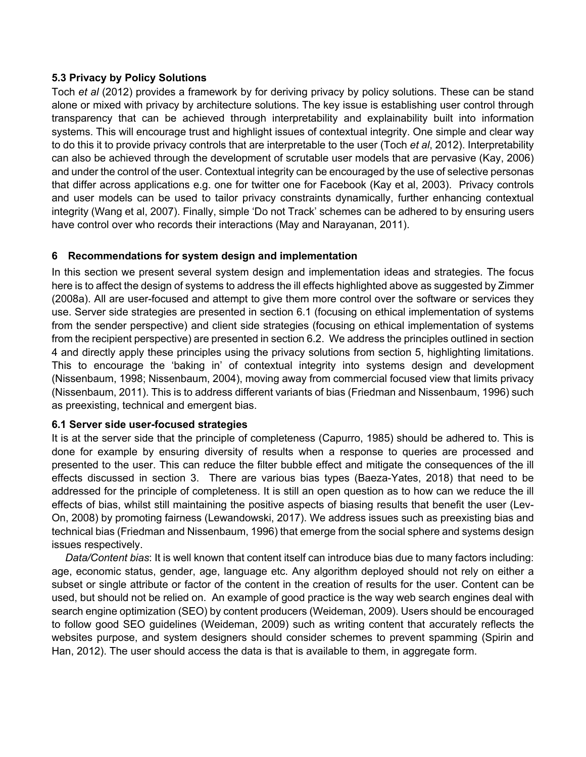### 5.3 Privacy by Policy Solutions

Toch *et al* (2012) provides a framework by for deriving privacy by policy solutions. These can be stand alone or mixed with privacy by architecture solutions. The key issue is establishing user control through transparency that can be achieved through interpretability and explainability built into information systems. This will encourage trust and highlight issues of contextual integrity. One simple and clear way to do this it to provide privacy controls that are interpretable to the user (Toch *et al*, 2012). Interpretability can also be achieved through the development of scrutable user models that are pervasive (Kay, 2006) and under the control of the user. Contextual integrity can be encouraged by the use of selective personas that differ across applications e.g. one for twitter one for Facebook (Kay et al, 2003). Privacy controls and user models can be used to tailor privacy constraints dynamically, further enhancing contextual integrity (Wang et al, 2007). Finally, simple 'Do not Track' schemes can be adhered to by ensuring users have control over who records their interactions (May and Narayanan, 2011).

## 6 Recommendations for system design and implementation

In this section we present several system design and implementation ideas and strategies. The focus here is to affect the design of systems to address the ill effects highlighted above as suggested by Zimmer (2008a). All are user-focused and attempt to give them more control over the software or services they use. Server side strategies are presented in section 6.1 (focusing on ethical implementation of systems from the sender perspective) and client side strategies (focusing on ethical implementation of systems from the recipient perspective) are presented in section 6.2. We address the principles outlined in section 4 and directly apply these principles using the privacy solutions from section 5, highlighting limitations. This to encourage the 'baking in' of contextual integrity into systems design and development (Nissenbaum, 1998; Nissenbaum, 2004), moving away from commercial focused view that limits privacy (Nissenbaum, 2011). This is to address different variants of bias (Friedman and Nissenbaum, 1996) such as preexisting, technical and emergent bias.

### 6.1 Server side user-focused strategies

It is at the server side that the principle of completeness (Capurro, 1985) should be adhered to. This is done for example by ensuring diversity of results when a response to queries are processed and presented to the user. This can reduce the filter bubble effect and mitigate the consequences of the ill effects discussed in section 3. There are various bias types (Baeza-Yates, 2018) that need to be addressed for the principle of completeness. It is still an open question as to how can we reduce the ill effects of bias, whilst still maintaining the positive aspects of biasing results that benefit the user (Lev-On, 2008) by promoting fairness (Lewandowski, 2017). We address issues such as preexisting bias and technical bias (Friedman and Nissenbaum, 1996) that emerge from the social sphere and systems design issues respectively.

*Data/Content bias*: It is well known that content itself can introduce bias due to many factors including: age, economic status, gender, age, language etc. Any algorithm deployed should not rely on either a subset or single attribute or factor of the content in the creation of results for the user. Content can be used, but should not be relied on. An example of good practice is the way web search engines deal with search engine optimization (SEO) by content producers (Weideman, 2009). Users should be encouraged to follow good SEO guidelines (Weideman, 2009) such as writing content that accurately reflects the websites purpose, and system designers should consider schemes to prevent spamming (Spirin and Han, 2012). The user should access the data is that is available to them, in aggregate form.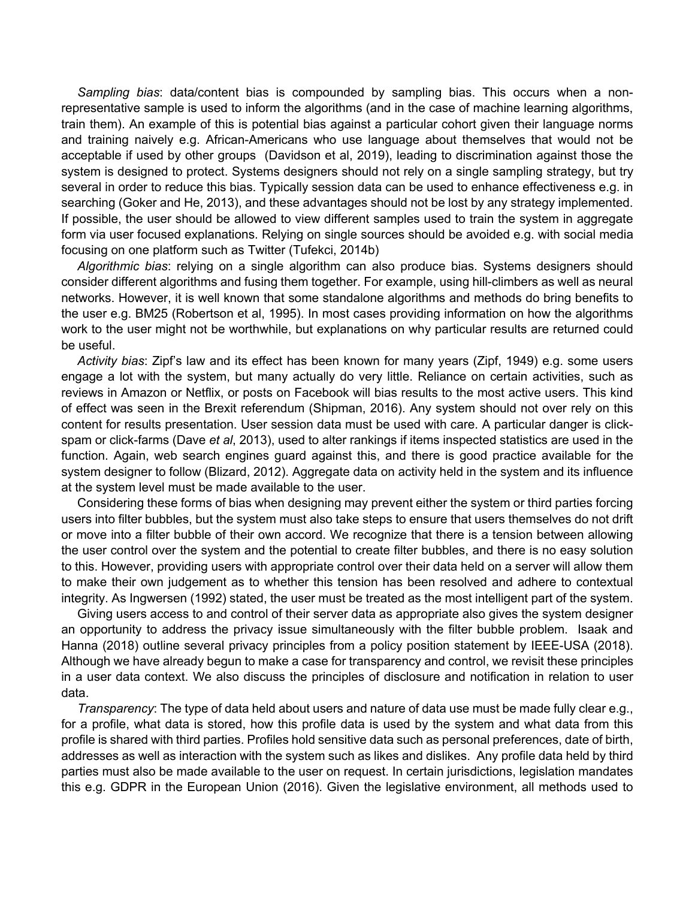*Sampling bias*: data/content bias is compounded by sampling bias. This occurs when a non-representative sample is used to inform the algorithms (and in the case of machine learning algorithms, train them). An example of this is potential bias against a particular cohort given their language norms and training naively e.g. African-Americans who use language about themselves that would not be acceptable if used by other groups (Davidson et al, 2019), leading to discrimination against those the system is designed to protect. Systems designers should not rely on a single sampling strategy, but try several in order to reduce this bias. Typically session data can be used to enhance effectiveness e.g. in searching (Goker and He, 2013), and these advantages should not be lost by any strategy implemented. If possible, the user should be allowed to view different samples used to train the system in aggregate form via user focused explanations. Relying on single sources should be avoided e.g. with social media focusing on one platform such as Twitter (Tufekci, 2014b)

*Algorithmic bias*: relying on a single algorithm can also produce bias. Systems designers should consider different algorithms and fusing them together. For example, using hill-climbers as well as neural networks. However, it is well known that some standalone algorithms and methods do bring benefits to the user e.g. BM25 (Robertson et al, 1995). In most cases providing information on how the algorithms work to the user might not be worthwhile, but explanations on why particular results are returned could be useful.

*Activity bias*: Zipf's law and its effect has been known for many years (Zipf, 1949) e.g. some users engage a lot with the system, but many actually do very little. Reliance on certain activities, such as reviews in Amazon or Netflix, or posts on Facebook will bias results to the most active users. This kind of effect was seen in the Brexit referendum (Shipman, 2016). Any system should not over rely on this content for results presentation. User session data must be used with care. A particular danger is click-spam or click-farms (Dave *et al*, 2013), used to alter rankings if items inspected statistics are used in the function. Again, web search engines guard against this, and there is good practice available for the system designer to follow (Blizard, 2012). Aggregate data on activity held in the system and its influence at the system level must be made available to the user.

Considering these forms of bias when designing may prevent either the system or third parties forcing users into filter bubbles, but the system must also take steps to ensure that users themselves do not drift or move into a filter bubble of their own accord. We recognize that there is a tension between allowing the user control over the system and the potential to create filter bubbles, and there is no easy solution to this. However, providing users with appropriate control over their data held on a server will allow them to make their own judgement as to whether this tension has been resolved and adhere to contextual integrity. As Ingwersen (1992) stated, the user must be treated as the most intelligent part of the system.

Giving users access to and control of their server data as appropriate also gives the system designer an opportunity to address the privacy issue simultaneously with the filter bubble problem. Isaak and Hanna (2018) outline several privacy principles from a policy position statement by IEEE-USA (2018). Although we have already begun to make a case for transparency and control, we revisit these principles in a user data context. We also discuss the principles of disclosure and notification in relation to user data.

*Transparency*: The type of data held about users and nature of data use must be made fully clear e.g., for a profile, what data is stored, how this profile data is used by the system and what data from this profile is shared with third parties. Profiles hold sensitive data such as personal preferences, date of birth, addresses as well as interaction with the system such as likes and dislikes. Any profile data held by third parties must also be made available to the user on request. In certain jurisdictions, legislation mandates this e.g. GDPR in the European Union (2016). Given the legislative environment, all methods used to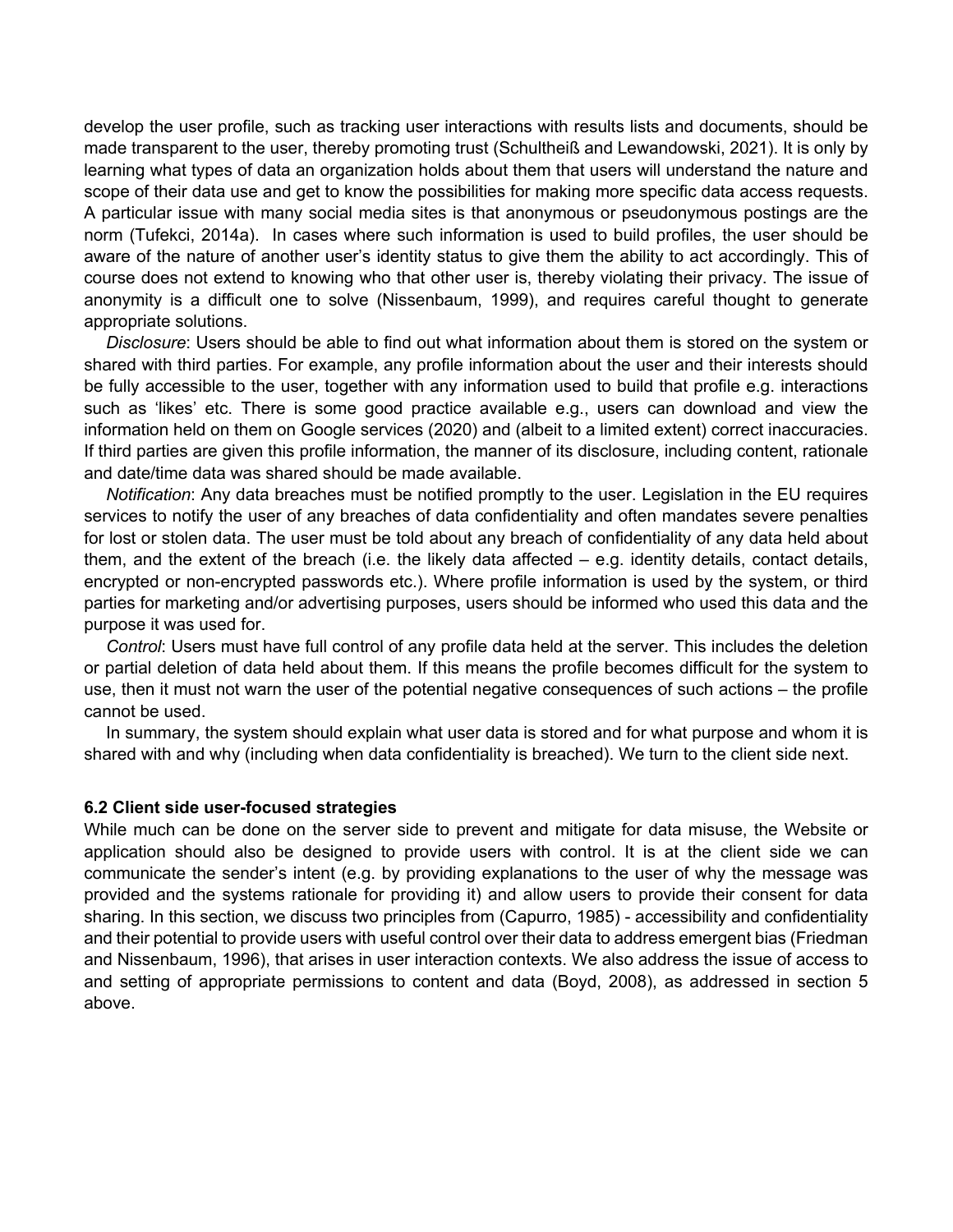develop the user profile, such as tracking user interactions with results lists and documents, should be made transparent to the user, thereby promoting trust (Schultheiß and Lewandowski, 2021). It is only by learning what types of data an organization holds about them that users will understand the nature and scope of their data use and get to know the possibilities for making more specific data access requests. A particular issue with many social media sites is that anonymous or pseudonymous postings are the norm (Tufekci, 2014a). In cases where such information is used to build profiles, the user should be aware of the nature of another user's identity status to give them the ability to act accordingly. This of course does not extend to knowing who that other user is, thereby violating their privacy. The issue of anonymity is a difficult one to solve (Nissenbaum, 1999), and requires careful thought to generate appropriate solutions.

*Disclosure*: Users should be able to find out what information about them is stored on the system or shared with third parties. For example, any profile information about the user and their interests should be fully accessible to the user, together with any information used to build that profile e.g. interactions such as 'likes' etc. There is some good practice available e.g., users can download and view the information held on them on Google services (2020) and (albeit to a limited extent) correct inaccuracies. If third parties are given this profile information, the manner of its disclosure, including content, rationale and date/time data was shared should be made available.

*Notification*: Any data breaches must be notified promptly to the user. Legislation in the EU requires services to notify the user of any breaches of data confidentiality and often mandates severe penalties for lost or stolen data. The user must be told about any breach of confidentiality of any data held about them, and the extent of the breach (i.e. the likely data affected – e.g. identity details, contact details, encrypted or non-encrypted passwords etc.). Where profile information is used by the system, or third parties for marketing and/or advertising purposes, users should be informed who used this data and the purpose it was used for.

*Control*: Users must have full control of any profile data held at the server. This includes the deletion or partial deletion of data held about them. If this means the profile becomes difficult for the system to use, then it must not warn the user of the potential negative consequences of such actions – the profile cannot be used.

In summary, the system should explain what user data is stored and for what purpose and whom it is shared with and why (including when data confidentiality is breached). We turn to the client side next.

### 6.2 Client side user-focused strategies

While much can be done on the server side to prevent and mitigate for data misuse, the Website or application should also be designed to provide users with control. It is at the client side we can communicate the sender's intent (e.g. by providing explanations to the user of why the message was provided and the systems rationale for providing it) and allow users to provide their consent for data sharing. In this section, we discuss two principles from (Capurro, 1985) - accessibility and confidentiality and their potential to provide users with useful control over their data to address emergent bias (Friedman and Nissenbaum, 1996), that arises in user interaction contexts. We also address the issue of access to and setting of appropriate permissions to content and data (Boyd, 2008), as addressed in section 5 above.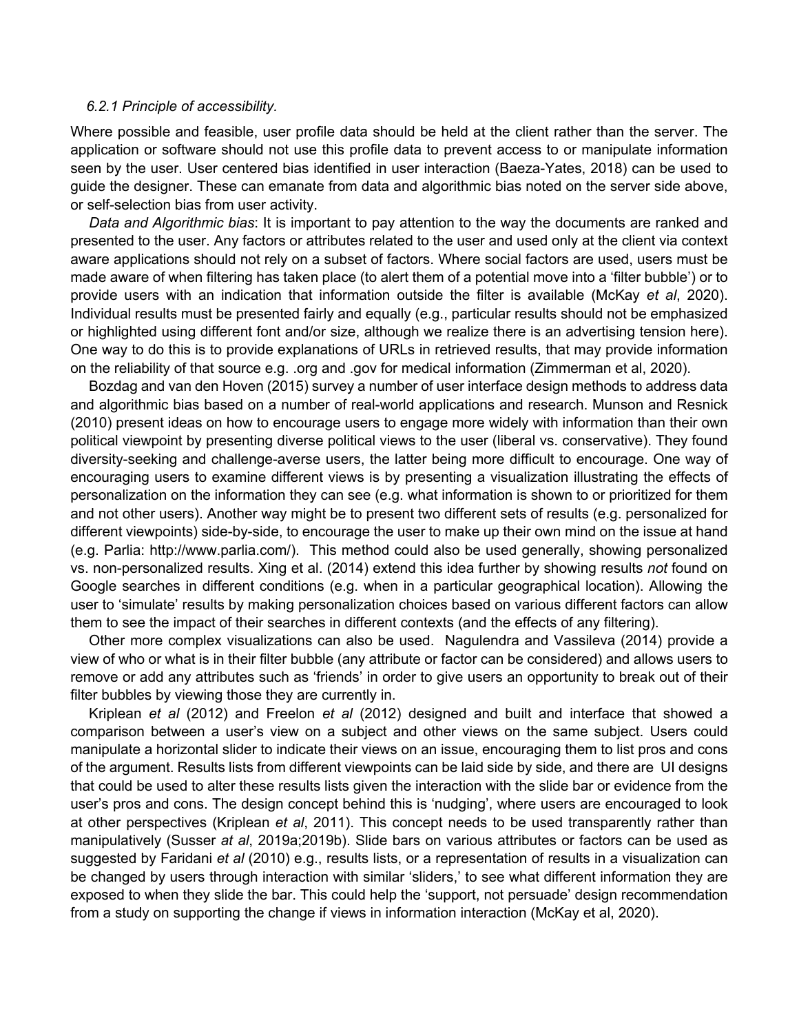*6.2.1 Principle of accessibility.*

Where possible and feasible, user profile data should be held at the client rather than the server. The application or software should not use this profile data to prevent access to or manipulate information seen by the user. User centered bias identified in user interaction (Baeza-Yates, 2018) can be used to guide the designer. These can emanate from data and algorithmic bias noted on the server side above, or self-selection bias from user activity.

*Data and Algorithmic bias*: It is important to pay attention to the way the documents are ranked and presented to the user. Any factors or attributes related to the user and used only at the client via context aware applications should not rely on a subset of factors. Where social factors are used, users must be made aware of when filtering has taken place (to alert them of a potential move into a 'filter bubble') or to provide users with an indication that information outside the filter is available (McKay *et al*, 2020). Individual results must be presented fairly and equally (e.g., particular results should not be emphasized or highlighted using different font and/or size, although we realize there is an advertising tension here). One way to do this is to provide explanations of URLs in retrieved results, that may provide information on the reliability of that source e.g. .org and .gov for medical information (Zimmerman et al, 2020).

Bozdag and van den Hoven (2015) survey a number of user interface design methods to address data and algorithmic bias based on a number of real-world applications and research. Munson and Resnick (2010) present ideas on how to encourage users to engage more widely with information than their own political viewpoint by presenting diverse political views to the user (liberal vs. conservative). They found diversity-seeking and challenge-averse users, the latter being more difficult to encourage. One way of encouraging users to examine different views is by presenting a visualization illustrating the effects of personalization on the information they can see (e.g. what information is shown to or prioritized for them and not other users). Another way might be to present two different sets of results (e.g. personalized for different viewpoints) side-by-side, to encourage the user to make up their own mind on the issue at hand (e.g. Parlia: http://www.parlia.com/). This method could also be used generally, showing personalized vs. non-personalized results. Xing et al. (2014) extend this idea further by showing results *not* found on Google searches in different conditions (e.g. when in a particular geographical location). Allowing the user to 'simulate' results by making personalization choices based on various different factors can allow them to see the impact of their searches in different contexts (and the effects of any filtering).

Other more complex visualizations can also be used. Nagulendra and Vassileva (2014) provide a view of who or what is in their filter bubble (any attribute or factor can be considered) and allows users to remove or add any attributes such as 'friends' in order to give users an opportunity to break out of their filter bubbles by viewing those they are currently in.

Kriplean *et al* (2012) and Freelon *et al* (2012) designed and built and interface that showed a comparison between a user's view on a subject and other views on the same subject. Users could manipulate a horizontal slider to indicate their views on an issue, encouraging them to list pros and cons of the argument. Results lists from different viewpoints can be laid side by side, and there are UI designs that could be used to alter these results lists given the interaction with the slide bar or evidence from the user's pros and cons. The design concept behind this is 'nudging', where users are encouraged to look at other perspectives (Kriplean *et al*, 2011). This concept needs to be used transparently rather than manipulatively (Susser *at al*, 2019a;2019b). Slide bars on various attributes or factors can be used as suggested by Faridani *et al* (2010) e.g., results lists, or a representation of results in a visualization can be changed by users through interaction with similar 'sliders,' to see what different information they are exposed to when they slide the bar. This could help the 'support, not persuade' design recommendation from a study on supporting the change if views in information interaction (McKay et al, 2020).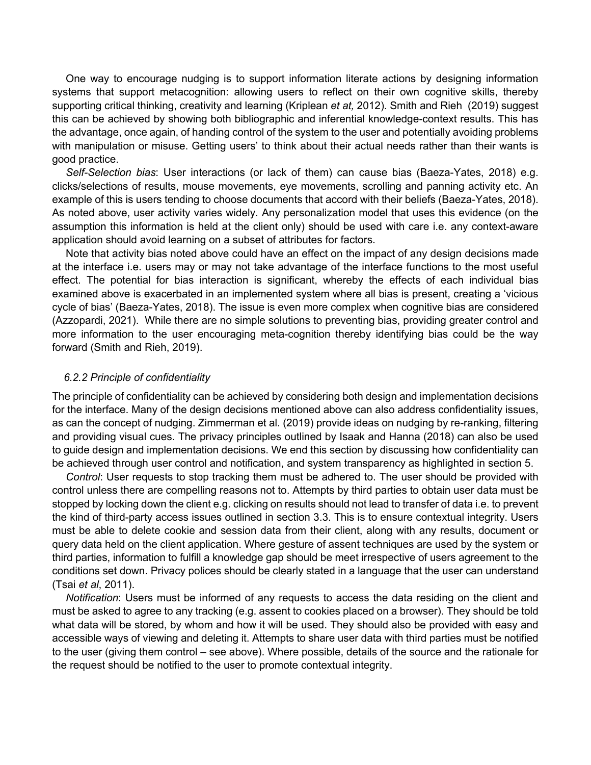One way to encourage nudging is to support information literate actions by designing information systems that support metacognition: allowing users to reflect on their own cognitive skills, thereby supporting critical thinking, creativity and learning (Kriplean *et at,* 2012). Smith and Rieh (2019) suggest this can be achieved by showing both bibliographic and inferential knowledge-context results. This has the advantage, once again, of handing control of the system to the user and potentially avoiding problems with manipulation or misuse. Getting users' to think about their actual needs rather than their wants is good practice.

*Self-Selection bias*: User interactions (or lack of them) can cause bias (Baeza-Yates, 2018) e.g. clicks/selections of results, mouse movements, eye movements, scrolling and panning activity etc. An example of this is users tending to choose documents that accord with their beliefs (Baeza-Yates, 2018). As noted above, user activity varies widely. Any personalization model that uses this evidence (on the assumption this information is held at the client only) should be used with care i.e. any context-aware application should avoid learning on a subset of attributes for factors.

Note that activity bias noted above could have an effect on the impact of any design decisions made at the interface i.e. users may or may not take advantage of the interface functions to the most useful effect. The potential for bias interaction is significant, whereby the effects of each individual bias examined above is exacerbated in an implemented system where all bias is present, creating a 'vicious cycle of bias' (Baeza-Yates, 2018). The issue is even more complex when cognitive bias are considered (Azzopardi, 2021). While there are no simple solutions to preventing bias, providing greater control and more information to the user encouraging meta-cognition thereby identifying bias could be the way forward (Smith and Rieh, 2019).

### *6.2.2 Principle of confidentiality*

The principle of confidentiality can be achieved by considering both design and implementation decisions for the interface. Many of the design decisions mentioned above can also address confidentiality issues, as can the concept of nudging. Zimmerman et al. (2019) provide ideas on nudging by re-ranking, filtering and providing visual cues. The privacy principles outlined by Isaak and Hanna (2018) can also be used to guide design and implementation decisions. We end this section by discussing how confidentiality can be achieved through user control and notification, and system transparency as highlighted in section 5.

*Control*: User requests to stop tracking them must be adhered to. The user should be provided with control unless there are compelling reasons not to. Attempts by third parties to obtain user data must be stopped by locking down the client e.g. clicking on results should not lead to transfer of data i.e. to prevent the kind of third-party access issues outlined in section 3.3. This is to ensure contextual integrity. Users must be able to delete cookie and session data from their client, along with any results, document or query data held on the client application. Where gesture of assent techniques are used by the system or third parties, information to fulfill a knowledge gap should be meet irrespective of users agreement to the conditions set down. Privacy polices should be clearly stated in a language that the user can understand (Tsai *et al*, 2011).

*Notification*: Users must be informed of any requests to access the data residing on the client and must be asked to agree to any tracking (e.g. assent to cookies placed on a browser). They should be told what data will be stored, by whom and how it will be used. They should also be provided with easy and accessible ways of viewing and deleting it. Attempts to share user data with third parties must be notified to the user (giving them control – see above). Where possible, details of the source and the rationale for the request should be notified to the user to promote contextual integrity.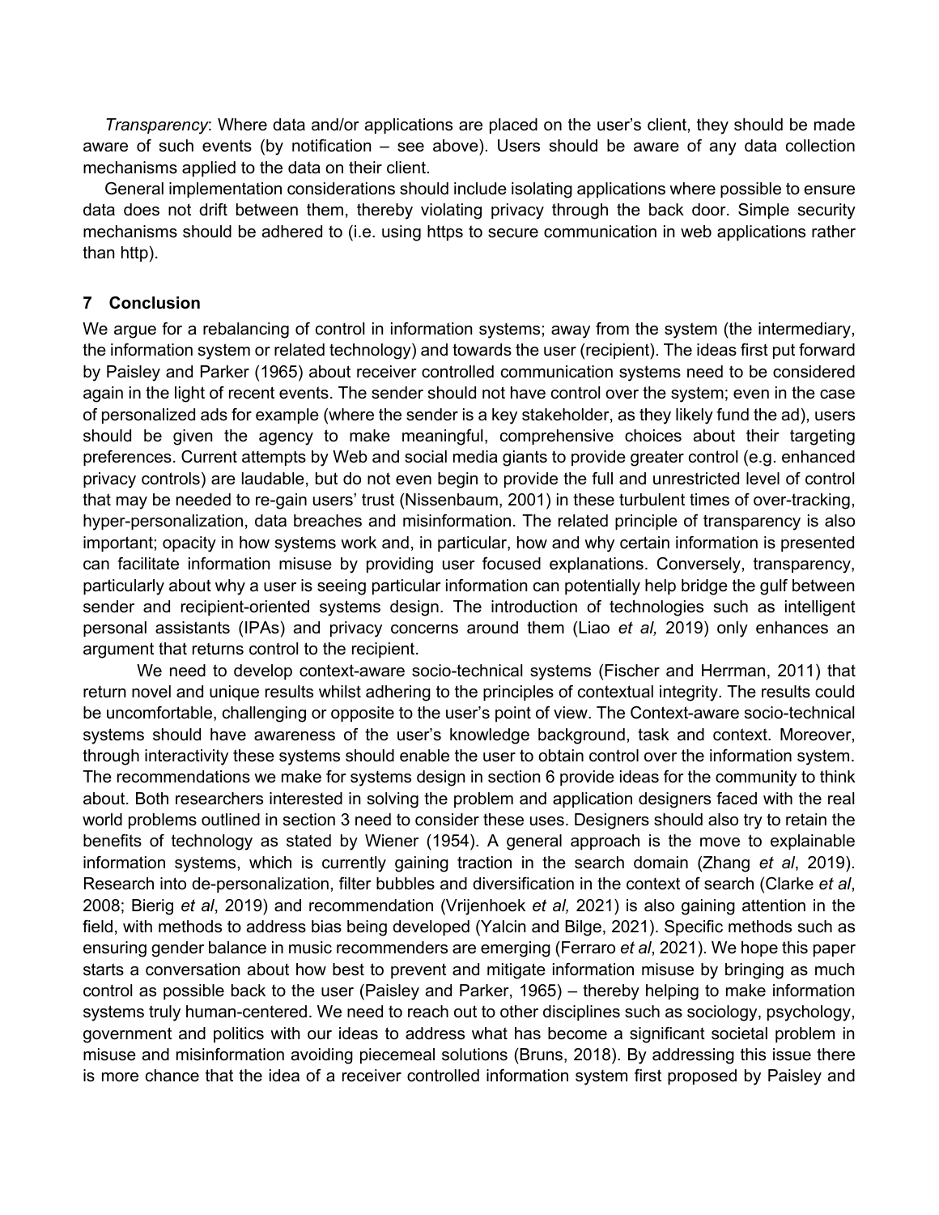*Transparency*: Where data and/or applications are placed on the user's client, they should be made aware of such events (by notification – see above). Users should be aware of any data collection mechanisms applied to the data on their client.

General implementation considerations should include isolating applications where possible to ensure data does not drift between them, thereby violating privacy through the back door. Simple security mechanisms should be adhered to (i.e. using https to secure communication in web applications rather than http).

## 7 Conclusion

We argue for a rebalancing of control in information systems; away from the system (the intermediary, the information system or related technology) and towards the user (recipient). The ideas first put forward by Paisley and Parker (1965) about receiver controlled communication systems need to be considered again in the light of recent events. The sender should not have control over the system; even in the case of personalized ads for example (where the sender is a key stakeholder, as they likely fund the ad), users should be given the agency to make meaningful, comprehensive choices about their targeting preferences. Current attempts by Web and social media giants to provide greater control (e.g. enhanced privacy controls) are laudable, but do not even begin to provide the full and unrestricted level of control that may be needed to re-gain users' trust (Nissenbaum, 2001) in these turbulent times of over-tracking, hyper-personalization, data breaches and misinformation. The related principle of transparency is also important; opacity in how systems work and, in particular, how and why certain information is presented can facilitate information misuse by providing user focused explanations. Conversely, transparency, particularly about why a user is seeing particular information can potentially help bridge the gulf between sender and recipient-oriented systems design. The introduction of technologies such as intelligent personal assistants (IPAs) and privacy concerns around them (Liao *et al,* 2019) only enhances an argument that returns control to the recipient.

We need to develop context-aware socio-technical systems (Fischer and Herrman, 2011) that return novel and unique results whilst adhering to the principles of contextual integrity. The results could be uncomfortable, challenging or opposite to the user's point of view. The Context-aware socio-technical systems should have awareness of the user's knowledge background, task and context. Moreover, through interactivity these systems should enable the user to obtain control over the information system. The recommendations we make for systems design in section 6 provide ideas for the community to think about. Both researchers interested in solving the problem and application designers faced with the real world problems outlined in section 3 need to consider these uses. Designers should also try to retain the benefits of technology as stated by Wiener (1954). A general approach is the move to explainable information systems, which is currently gaining traction in the search domain (Zhang *et al*, 2019). Research into de-personalization, filter bubbles and diversification in the context of search (Clarke *et al*, 2008; Bierig *et al*, 2019) and recommendation (Vrijenhoek *et al,* 2021) is also gaining attention in the field, with methods to address bias being developed (Yalcin and Bilge, 2021). Specific methods such as ensuring gender balance in music recommenders are emerging (Ferraro *et al*, 2021). We hope this paper starts a conversation about how best to prevent and mitigate information misuse by bringing as much control as possible back to the user (Paisley and Parker, 1965) – thereby helping to make information systems truly human-centered. We need to reach out to other disciplines such as sociology, psychology, government and politics with our ideas to address what has become a significant societal problem in misuse and misinformation avoiding piecemeal solutions (Bruns, 2018). By addressing this issue there is more chance that the idea of a receiver controlled information system first proposed by Paisley and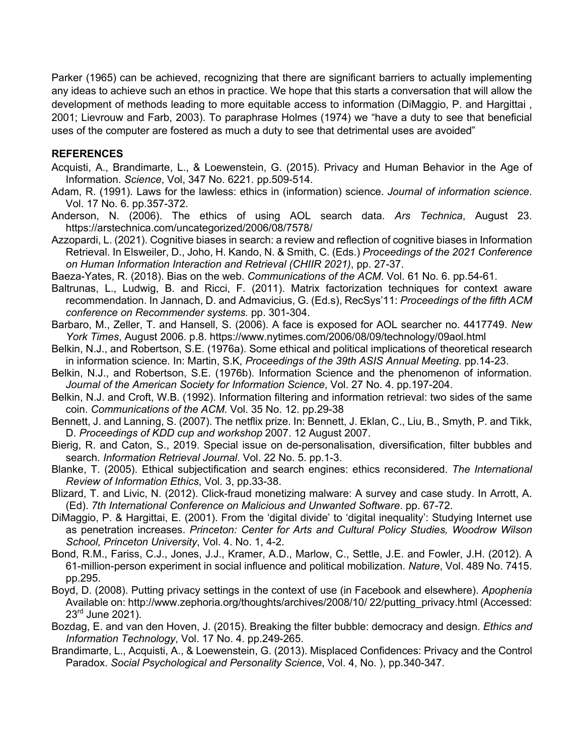Parker (1965) can be achieved, recognizing that there are significant barriers to actually implementing any ideas to achieve such an ethos in practice. We hope that this starts a conversation that will allow the development of methods leading to more equitable access to information (DiMaggio, P. and Hargittai , 2001; Lievrouw and Farb, 2003). To paraphrase Holmes (1974) we "have a duty to see that beneficial uses of the computer are fostered as much a duty to see that detrimental uses are avoided"

## REFERENCES

Acquisti, A., Brandimarte, L., & Loewenstein, G. (2015). Privacy and Human Behavior in the Age of Information. *Science*, Vol, 347 No. 6221. pp.509-514.

Adam, R. (1991). Laws for the lawless: ethics in (information) science. *Journal of information science*. Vol. 17 No. 6. pp.357-372.

Anderson, N. (2006). The ethics of using AOL search data. *Ars Technica*, August 23. https://arstechnica.com/uncategorized/2006/08/7578/

Azzopardi, L. (2021). Cognitive biases in search: a review and reflection of cognitive biases in Information Retrieval. In Elsweiler, D., Joho, H. Kando, N. & Smith, C. (Eds.) *Proceedings of the 2021 Conference on Human Information Interaction and Retrieval (CHIIR 2021)*, pp. 27-37.

Baeza-Yates, R. (2018). Bias on the web. *Communications of the ACM*. Vol. 61 No. 6. pp.54-61.

Baltrunas, L., Ludwig, B. and Ricci, F. (2011). Matrix factorization techniques for context aware recommendation. In Jannach, D. and Admavicius, G. (Ed.s), RecSys'11: *Proceedings of the fifth ACM conference on Recommender systems.* pp. 301-304.

Barbaro, M., Zeller, T. and Hansell, S. (2006). A face is exposed for AOL searcher no. 4417749. *New York Times*, August 2006. p.8. https://www.nytimes.com/2006/08/09/technology/09aol.html

Belkin, N.J., and Robertson, S.E. (1976a). Some ethical and political implications of theoretical research in information science. In: Martin, S.K, *Proceedings of the 39th ASIS Annual Meeting.* pp.14-23.

Belkin, N.J., and Robertson, S.E. (1976b). Information Science and the phenomenon of information. *Journal of the American Society for Information Science*, Vol. 27 No. 4. pp.197-204.

Belkin, N.J. and Croft, W.B. (1992). Information filtering and information retrieval: two sides of the same coin. *Communications of the ACM*. Vol. 35 No. 12. pp.29-38

Bennett, J. and Lanning, S. (2007). The netflix prize. In: Bennett, J. Eklan, C., Liu, B., Smyth, P. and Tikk, D. *Proceedings of KDD cup and workshop* 2007. 12 August 2007.

Bierig, R. and Caton, S., 2019. Special issue on de-personalisation, diversification, filter bubbles and search. *Information Retrieval Journal*. Vol. 22 No. 5. pp.1-3.

Blanke, T. (2005). Ethical subjectification and search engines: ethics reconsidered. *The International Review of Information Ethics*, Vol. 3, pp.33-38.

Blizard, T. and Livic, N. (2012). Click-fraud monetizing malware: A survey and case study. In Arrott, A. (Ed). *7th International Conference on Malicious and Unwanted Software*. pp. 67-72.

DiMaggio, P. & Hargittai, E. (2001). From the 'digital divide' to 'digital inequality': Studying Internet use as penetration increases. *Princeton: Center for Arts and Cultural Policy Studies, Woodrow Wilson School, Princeton University*, Vol. 4. No. 1, 4-2.

Bond, R.M., Fariss, C.J., Jones, J.J., Kramer, A.D., Marlow, C., Settle, J.E. and Fowler, J.H. (2012). A 61-million-person experiment in social influence and political mobilization. *Nature*, Vol. 489 No. 7415. pp.295.

Boyd, D. (2008). Putting privacy settings in the context of use (in Facebook and elsewhere). *Apophenia* Available on: http://www.zephoria.org/thoughts/archives/2008/10/ 22/putting_privacy.html (Accessed: 23rd June 2021).

Bozdag, E. and van den Hoven, J. (2015). Breaking the filter bubble: democracy and design. *Ethics and Information Technology*, Vol. 17 No. 4. pp.249-265.

Brandimarte, L., Acquisti, A., & Loewenstein, G. (2013). Misplaced Confidences: Privacy and the Control Paradox. *Social Psychological and Personality Science*, Vol. 4, No. ), pp.340-347.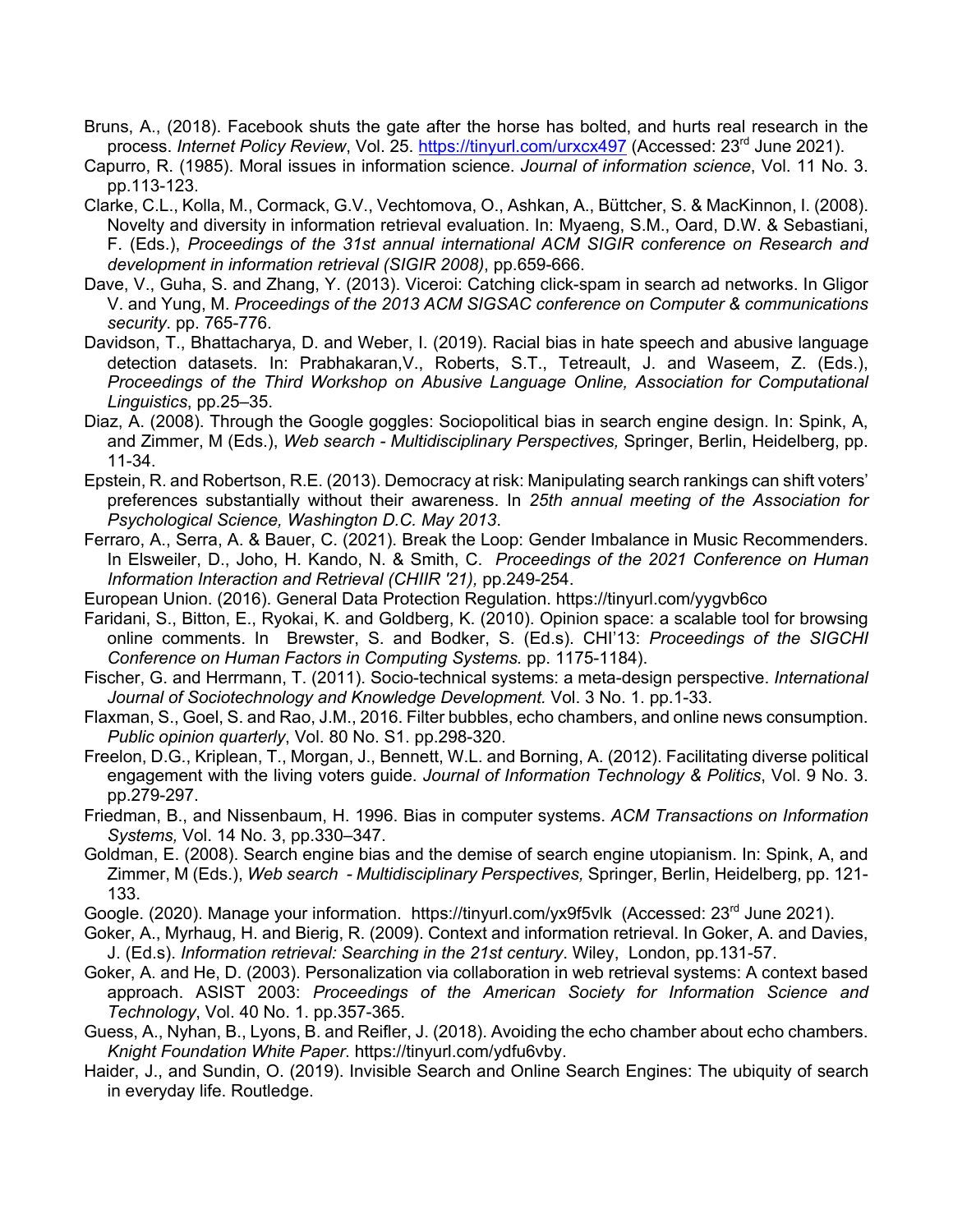Bruns, A., (2018). Facebook shuts the gate after the horse has bolted, and hurts real research in the process. *Internet Policy Review*, Vol. 25. https://tinyurl.com/urxcx497 (Accessed: 23rd June 2021).

Capurro, R. (1985). Moral issues in information science. *Journal of information science*, Vol. 11 No. 3. pp.113-123.

Clarke, C.L., Kolla, M., Cormack, G.V., Vechtomova, O., Ashkan, A., Büttcher, S. & MacKinnon, I. (2008). Novelty and diversity in information retrieval evaluation. In: Myaeng, S.M., Oard, D.W. & Sebastiani, F. (Eds.), *Proceedings of the 31st annual international ACM SIGIR conference on Research and development in information retrieval (SIGIR 2008)*, pp.659-666.

Dave, V., Guha, S. and Zhang, Y. (2013). Viceroi: Catching click-spam in search ad networks. In Gligor V. and Yung, M. *Proceedings of the 2013 ACM SIGSAC conference on Computer & communications security*. pp. 765-776.

Davidson, T., Bhattacharya, D. and Weber, I. (2019). Racial bias in hate speech and abusive language detection datasets. In: Prabhakaran,V., Roberts, S.T., Tetreault, J. and Waseem, Z. (Eds.), *Proceedings of the Third Workshop on Abusive Language Online, Association for Computational Linguistics*, pp.25–35.

Diaz, A. (2008). Through the Google goggles: Sociopolitical bias in search engine design. In: Spink, A, and Zimmer, M (Eds.), *Web search - Multidisciplinary Perspectives,* Springer, Berlin, Heidelberg, pp. 11-34.

Epstein, R. and Robertson, R.E. (2013). Democracy at risk: Manipulating search rankings can shift voters' preferences substantially without their awareness. In *25th annual meeting of the Association for Psychological Science, Washington D.C. May 2013*.

Ferraro, A., Serra, A. & Bauer, C. (2021). Break the Loop: Gender Imbalance in Music Recommenders. In Elsweiler, D., Joho, H. Kando, N. & Smith, C. *Proceedings of the 2021 Conference on Human Information Interaction and Retrieval (CHIIR '21),* pp.249-254.

European Union. (2016). General Data Protection Regulation. https://tinyurl.com/yygvb6co

Faridani, S., Bitton, E., Ryokai, K. and Goldberg, K. (2010). Opinion space: a scalable tool for browsing online comments. In Brewster, S. and Bodker, S. (Ed.s). CHI'13: *Proceedings of the SIGCHI Conference on Human Factors in Computing Systems.* pp. 1175-1184).

Fischer, G. and Herrmann, T. (2011). Socio-technical systems: a meta-design perspective. *International Journal of Sociotechnology and Knowledge Development.* Vol. 3 No. 1. pp.1-33.

Flaxman, S., Goel, S. and Rao, J.M., 2016. Filter bubbles, echo chambers, and online news consumption. *Public opinion quarterly*, Vol. 80 No. S1. pp.298-320.

Freelon, D.G., Kriplean, T., Morgan, J., Bennett, W.L. and Borning, A. (2012). Facilitating diverse political engagement with the living voters guide. *Journal of Information Technology & Politics*, Vol. 9 No. 3. pp.279-297.

Friedman, B., and Nissenbaum, H. 1996. Bias in computer systems. *ACM Transactions on Information Systems,* Vol. 14 No. 3, pp.330–347.

Goldman, E. (2008). Search engine bias and the demise of search engine utopianism. In: Spink, A, and Zimmer, M (Eds.), *Web search - Multidisciplinary Perspectives,* Springer, Berlin, Heidelberg, pp. 121-133.

Google. (2020). Manage your information. https://tinyurl.com/yx9f5vlk (Accessed: 23rd June 2021).

Goker, A., Myrhaug, H. and Bierig, R. (2009). Context and information retrieval. In Goker, A. and Davies, J. (Ed.s). *Information retrieval: Searching in the 21st century*. Wiley, London, pp.131-57.

Goker, A. and He, D. (2003). Personalization via collaboration in web retrieval systems: A context based approach. ASIST 2003: *Proceedings of the American Society for Information Science and Technology*, Vol. 40 No. 1. pp.357-365.

Guess, A., Nyhan, B., Lyons, B. and Reifler, J. (2018). Avoiding the echo chamber about echo chambers. *Knight Foundation White Paper*. https://tinyurl.com/ydfu6vby.

Haider, J., and Sundin, O. (2019). Invisible Search and Online Search Engines: The ubiquity of search in everyday life. Routledge.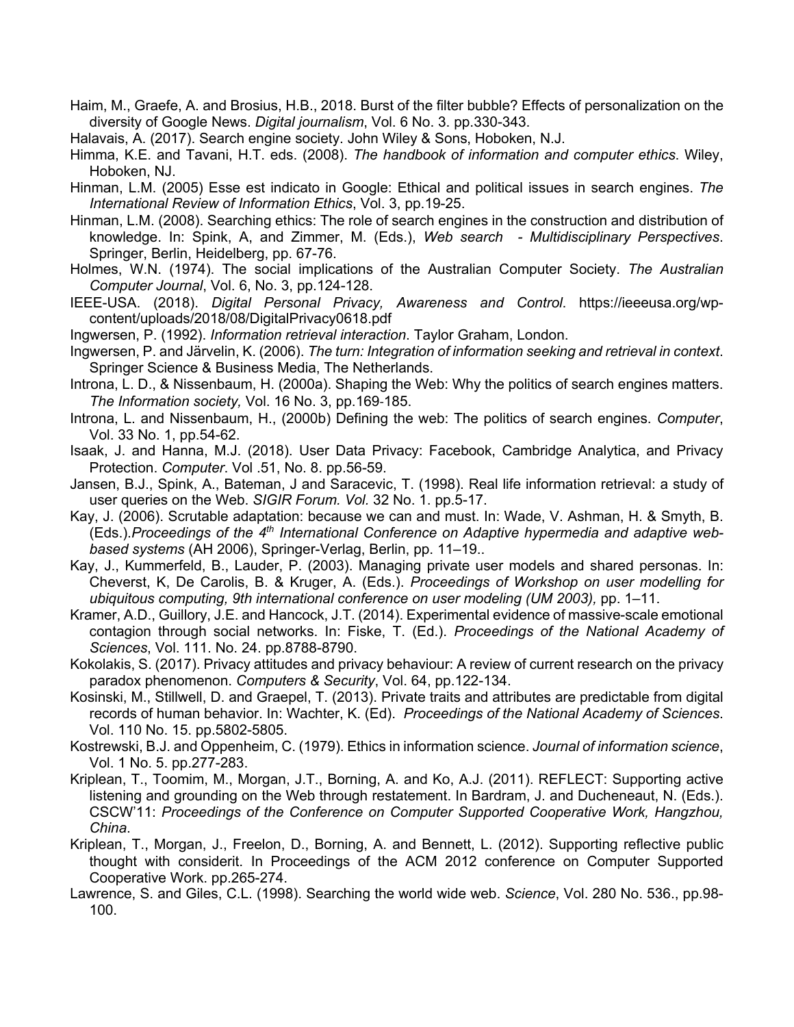Haim, M., Graefe, A. and Brosius, H.B., 2018. Burst of the filter bubble? Effects of personalization on the diversity of Google News. *Digital journalism*, Vol. 6 No. 3. pp.330-343.

Halavais, A. (2017). Search engine society. John Wiley & Sons, Hoboken, N.J.

Himma, K.E. and Tavani, H.T. eds. (2008). *The handbook of information and computer ethics*. Wiley, Hoboken, NJ.

Hinman, L.M. (2005) Esse est indicato in Google: Ethical and political issues in search engines. *The International Review of Information Ethics*, Vol. 3, pp.19-25.

Hinman, L.M. (2008). Searching ethics: The role of search engines in the construction and distribution of knowledge. In: Spink, A, and Zimmer, M. (Eds.), *Web search - Multidisciplinary Perspectives*. Springer, Berlin, Heidelberg, pp. 67-76.

Holmes, W.N. (1974). The social implications of the Australian Computer Society. *The Australian Computer Journal*, Vol. 6, No. 3, pp.124-128.

IEEE-USA. (2018). *Digital Personal Privacy, Awareness and Control*. https://ieeeusa.org/wp-content/uploads/2018/08/DigitalPrivacy0618.pdf

Ingwersen, P. (1992). *Information retrieval interaction*. Taylor Graham, London.

Ingwersen, P. and Järvelin, K. (2006). *The turn: Integration of information seeking and retrieval in context*. Springer Science & Business Media, The Netherlands.

Introna, L. D., & Nissenbaum, H. (2000a). Shaping the Web: Why the politics of search engines matters. *The Information society,* Vol. 16 No. 3, pp.169-185.

Introna, L. and Nissenbaum, H., (2000b) Defining the web: The politics of search engines. *Computer*, Vol. 33 No. 1, pp.54-62.

Isaak, J. and Hanna, M.J. (2018). User Data Privacy: Facebook, Cambridge Analytica, and Privacy Protection. *Computer*. Vol .51, No. 8. pp.56-59.

Jansen, B.J., Spink, A., Bateman, J and Saracevic, T. (1998). Real life information retrieval: a study of user queries on the Web. *SIGIR Forum. Vol.* 32 No. 1. pp.5-17.

Kay, J. (2006). Scrutable adaptation: because we can and must. In: Wade, V. Ashman, H. & Smyth, B. (Eds.).*Proceedings of the 4th International Conference on Adaptive hypermedia and adaptive web-based systems* (AH 2006), Springer-Verlag, Berlin, pp. 11–19..

Kay, J., Kummerfeld, B., Lauder, P. (2003). Managing private user models and shared personas. In: Cheverst, K, De Carolis, B. & Kruger, A. (Eds.). *Proceedings of Workshop on user modelling for ubiquitous computing, 9th international conference on user modeling (UM 2003),* pp. 1–11.

Kramer, A.D., Guillory, J.E. and Hancock, J.T. (2014). Experimental evidence of massive-scale emotional contagion through social networks. In: Fiske, T. (Ed.). *Proceedings of the National Academy of Sciences*, Vol. 111. No. 24. pp.8788-8790.

Kokolakis, S. (2017). Privacy attitudes and privacy behaviour: A review of current research on the privacy paradox phenomenon. *Computers & Security*, Vol. 64, pp.122-134.

Kosinski, M., Stillwell, D. and Graepel, T. (2013). Private traits and attributes are predictable from digital records of human behavior. In: Wachter, K. (Ed). *Proceedings of the National Academy of Sciences*. Vol. 110 No. 15. pp.5802-5805.

Kostrewski, B.J. and Oppenheim, C. (1979). Ethics in information science. *Journal of information science*, Vol. 1 No. 5. pp.277-283.

Kriplean, T., Toomim, M., Morgan, J.T., Borning, A. and Ko, A.J. (2011). REFLECT: Supporting active listening and grounding on the Web through restatement. In Bardram, J. and Ducheneaut, N. (Eds.). CSCW'11: *Proceedings of the Conference on Computer Supported Cooperative Work, Hangzhou, China*.

Kriplean, T., Morgan, J., Freelon, D., Borning, A. and Bennett, L. (2012). Supporting reflective public thought with considerit. In Proceedings of the ACM 2012 conference on Computer Supported Cooperative Work. pp.265-274.

Lawrence, S. and Giles, C.L. (1998). Searching the world wide web. *Science*, Vol. 280 No. 536., pp.98-100.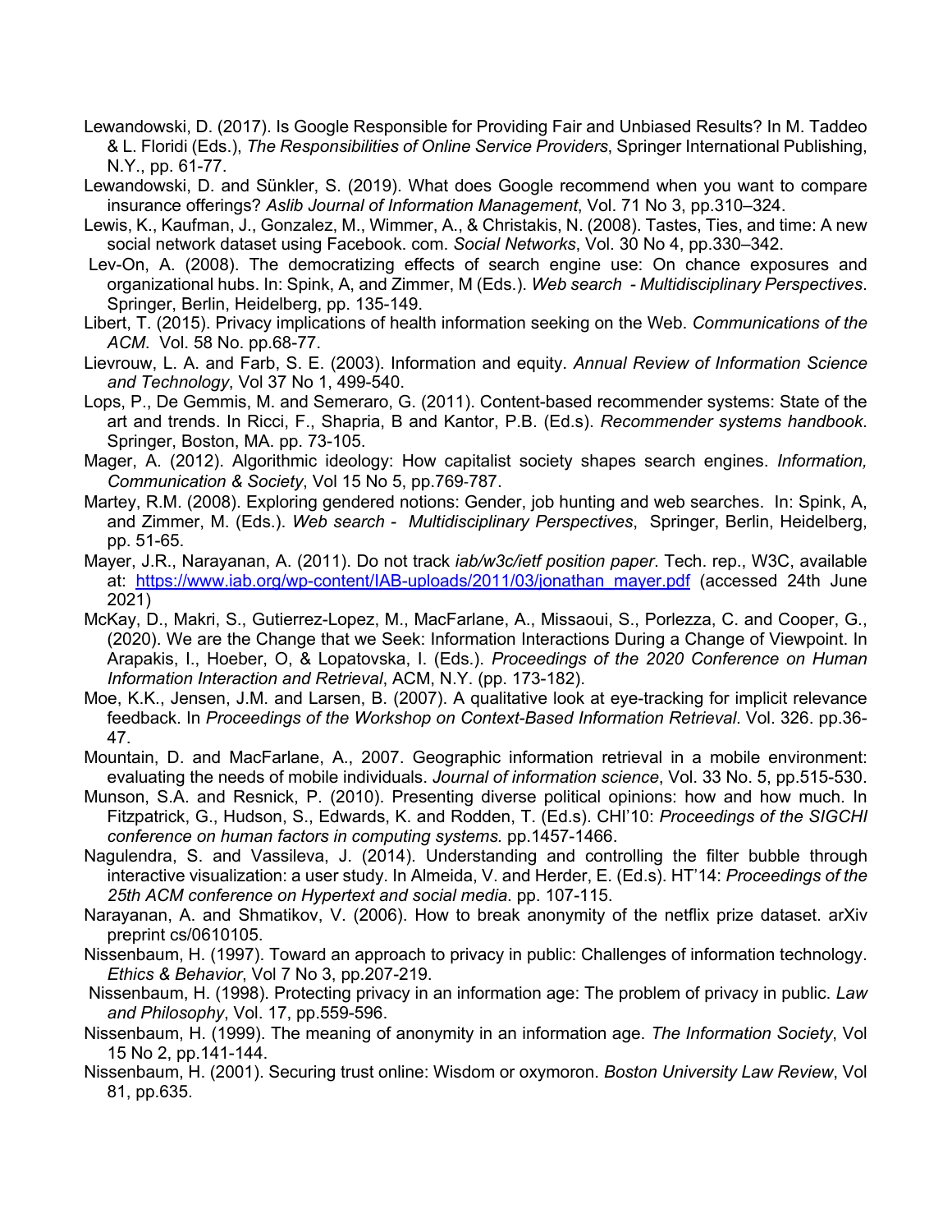Lewandowski, D. (2017). Is Google Responsible for Providing Fair and Unbiased Results? In M. Taddeo & L. Floridi (Eds.), *The Responsibilities of Online Service Providers*, Springer International Publishing, N.Y., pp. 61-77.

Lewandowski, D. and Sünkler, S. (2019). What does Google recommend when you want to compare insurance offerings? *Aslib Journal of Information Management*, Vol. 71 No 3, pp.310–324.

Lewis, K., Kaufman, J., Gonzalez, M., Wimmer, A., & Christakis, N. (2008). Tastes, Ties, and time: A new social network dataset using Facebook. com. *Social Networks*, Vol. 30 No 4, pp.330–342.

Lev-On, A. (2008). The democratizing effects of search engine use: On chance exposures and organizational hubs. In: Spink, A, and Zimmer, M (Eds.). *Web search - Multidisciplinary Perspectives*. Springer, Berlin, Heidelberg, pp. 135-149.

Libert, T. (2015). Privacy implications of health information seeking on the Web. *Communications of the ACM*. Vol. 58 No. pp.68-77.

Lievrouw, L. A. and Farb, S. E. (2003). Information and equity. *Annual Review of Information Science and Technology*, Vol 37 No 1, 499-540.

Lops, P., De Gemmis, M. and Semeraro, G. (2011). Content-based recommender systems: State of the art and trends. In Ricci, F., Shapria, B and Kantor, P.B. (Ed.s). *Recommender systems handbook*. Springer, Boston, MA. pp. 73-105.

Mager, A. (2012). Algorithmic ideology: How capitalist society shapes search engines. *Information, Communication & Society*, Vol 15 No 5, pp.769-787.

Martey, R.M. (2008). Exploring gendered notions: Gender, job hunting and web searches. In: Spink, A, and Zimmer, M. (Eds.). *Web search - Multidisciplinary Perspectives*, Springer, Berlin, Heidelberg, pp. 51-65.

Mayer, J.R., Narayanan, A. (2011). Do not track *iab/w3c/ietf position paper*. Tech. rep., W3C, available at: https://www.iab.org/wp-content/IAB-uploads/2011/03/jonathan_mayer.pdf (accessed 24th June 2021)

McKay, D., Makri, S., Gutierrez-Lopez, M., MacFarlane, A., Missaoui, S., Porlezza, C. and Cooper, G., (2020). We are the Change that we Seek: Information Interactions During a Change of Viewpoint. In Arapakis, I., Hoeber, O, & Lopatovska, I. (Eds.). *Proceedings of the 2020 Conference on Human Information Interaction and Retrieval*, ACM, N.Y. (pp. 173-182).

Moe, K.K., Jensen, J.M. and Larsen, B. (2007). A qualitative look at eye-tracking for implicit relevance feedback. In *Proceedings of the Workshop on Context-Based Information Retrieval*. Vol. 326. pp.36-47.

Mountain, D. and MacFarlane, A., 2007. Geographic information retrieval in a mobile environment: evaluating the needs of mobile individuals. *Journal of information science*, Vol. 33 No. 5, pp.515-530.

Munson, S.A. and Resnick, P. (2010). Presenting diverse political opinions: how and how much. In Fitzpatrick, G., Hudson, S., Edwards, K. and Rodden, T. (Ed.s). CHI'10: *Proceedings of the SIGCHI conference on human factors in computing systems.* pp.1457-1466.

Nagulendra, S. and Vassileva, J. (2014). Understanding and controlling the filter bubble through interactive visualization: a user study. In Almeida, V. and Herder, E. (Ed.s). HT'14: *Proceedings of the 25th ACM conference on Hypertext and social media*. pp. 107-115.

Narayanan, A. and Shmatikov, V. (2006). How to break anonymity of the netflix prize dataset. arXiv preprint cs/0610105.

Nissenbaum, H. (1997). Toward an approach to privacy in public: Challenges of information technology. *Ethics & Behavior*, Vol 7 No 3, pp.207-219.

Nissenbaum, H. (1998). Protecting privacy in an information age: The problem of privacy in public. *Law and Philosophy*, Vol. 17, pp.559-596.

Nissenbaum, H. (1999). The meaning of anonymity in an information age. *The Information Society*, Vol 15 No 2, pp.141-144.

Nissenbaum, H. (2001). Securing trust online: Wisdom or oxymoron. *Boston University Law Review*, Vol 81, pp.635.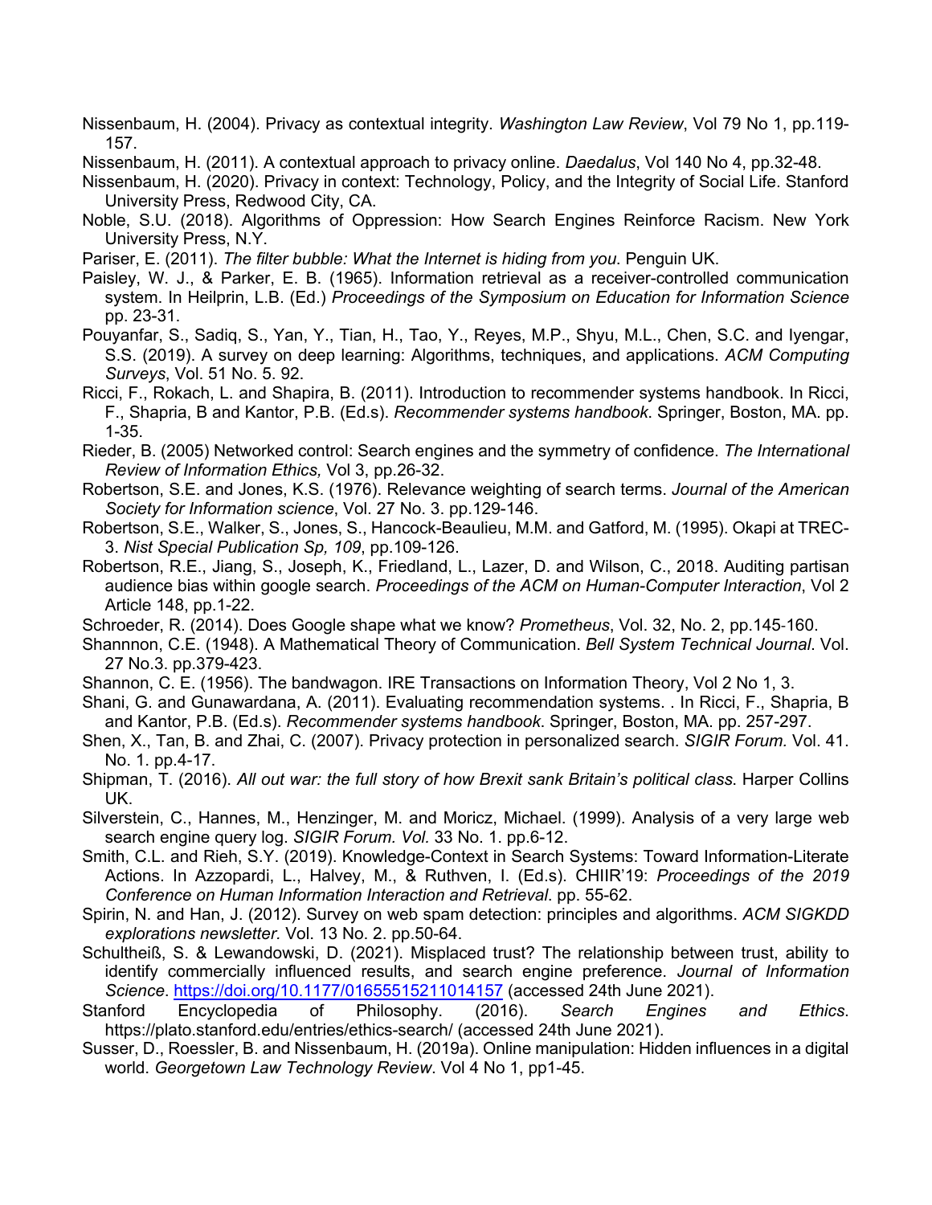Nissenbaum, H. (2004). Privacy as contextual integrity. *Washington Law Review*, Vol 79 No 1, pp.119-157.

Nissenbaum, H. (2011). A contextual approach to privacy online. *Daedalus*, Vol 140 No 4, pp.32-48.

Nissenbaum, H. (2020). Privacy in context: Technology, Policy, and the Integrity of Social Life. Stanford University Press, Redwood City, CA.

Noble, S.U. (2018). Algorithms of Oppression: How Search Engines Reinforce Racism. New York University Press, N.Y.

Pariser, E. (2011). *The filter bubble: What the Internet is hiding from you*. Penguin UK.

Paisley, W. J., & Parker, E. B. (1965). Information retrieval as a receiver-controlled communication system. In Heilprin, L.B. (Ed.) *Proceedings of the Symposium on Education for Information Science* pp. 23-31.

Pouyanfar, S., Sadiq, S., Yan, Y., Tian, H., Tao, Y., Reyes, M.P., Shyu, M.L., Chen, S.C. and Iyengar, S.S. (2019). A survey on deep learning: Algorithms, techniques, and applications. *ACM Computing Surveys*, Vol. 51 No. 5. 92.

Ricci, F., Rokach, L. and Shapira, B. (2011). Introduction to recommender systems handbook. In Ricci, F., Shapria, B and Kantor, P.B. (Ed.s). *Recommender systems handbook*. Springer, Boston, MA. pp. 1-35.

Rieder, B. (2005) Networked control: Search engines and the symmetry of confidence. *The International Review of Information Ethics,* Vol 3, pp.26-32.

Robertson, S.E. and Jones, K.S. (1976). Relevance weighting of search terms. *Journal of the American Society for Information science*, Vol. 27 No. 3. pp.129-146.

Robertson, S.E., Walker, S., Jones, S., Hancock-Beaulieu, M.M. and Gatford, M. (1995). Okapi at TREC-3. *Nist Special Publication Sp, 109*, pp.109-126.

Robertson, R.E., Jiang, S., Joseph, K., Friedland, L., Lazer, D. and Wilson, C., 2018. Auditing partisan audience bias within google search. *Proceedings of the ACM on Human-Computer Interaction*, Vol 2 Article 148, pp.1-22.

Schroeder, R. (2014). Does Google shape what we know? *Prometheus*, Vol. 32, No. 2, pp.145-160.

Shannnon, C.E. (1948). A Mathematical Theory of Communication. *Bell System Technical Journal*. Vol. 27 No.3. pp.379-423.

Shannon, C. E. (1956). The bandwagon. IRE Transactions on Information Theory, Vol 2 No 1, 3.

Shani, G. and Gunawardana, A. (2011). Evaluating recommendation systems. . In Ricci, F., Shapria, B and Kantor, P.B. (Ed.s). *Recommender systems handbook*. Springer, Boston, MA. pp. 257-297.

Shen, X., Tan, B. and Zhai, C. (2007). Privacy protection in personalized search. *SIGIR Forum.* Vol. 41. No. 1. pp.4-17.

Shipman, T. (2016). *All out war: the full story of how Brexit sank Britain's political class*. Harper Collins UK.

Silverstein, C., Hannes, M., Henzinger, M. and Moricz, Michael. (1999). Analysis of a very large web search engine query log. *SIGIR Forum. Vol.* 33 No. 1. pp.6-12.

Smith, C.L. and Rieh, S.Y. (2019). Knowledge-Context in Search Systems: Toward Information-Literate Actions. In Azzopardi, L., Halvey, M., & Ruthven, I. (Ed.s). CHIIR'19: *Proceedings of the 2019 Conference on Human Information Interaction and Retrieval*. pp. 55-62.

Spirin, N. and Han, J. (2012). Survey on web spam detection: principles and algorithms. *ACM SIGKDD explorations newsletter.* Vol. 13 No. 2. pp.50-64.

Schultheiß, S. & Lewandowski, D. (2021). Misplaced trust? The relationship between trust, ability to identify commercially influenced results, and search engine preference. *Journal of Information Science*. https://doi.org/10.1177/01655515211014157 (accessed 24th June 2021).

Stanford Encyclopedia of Philosophy. (2016). *Search Engines and Ethics*. https://plato.stanford.edu/entries/ethics-search/ (accessed 24th June 2021).

Susser, D., Roessler, B. and Nissenbaum, H. (2019a). Online manipulation: Hidden influences in a digital world. *Georgetown Law Technology Review*. Vol 4 No 1, pp1-45.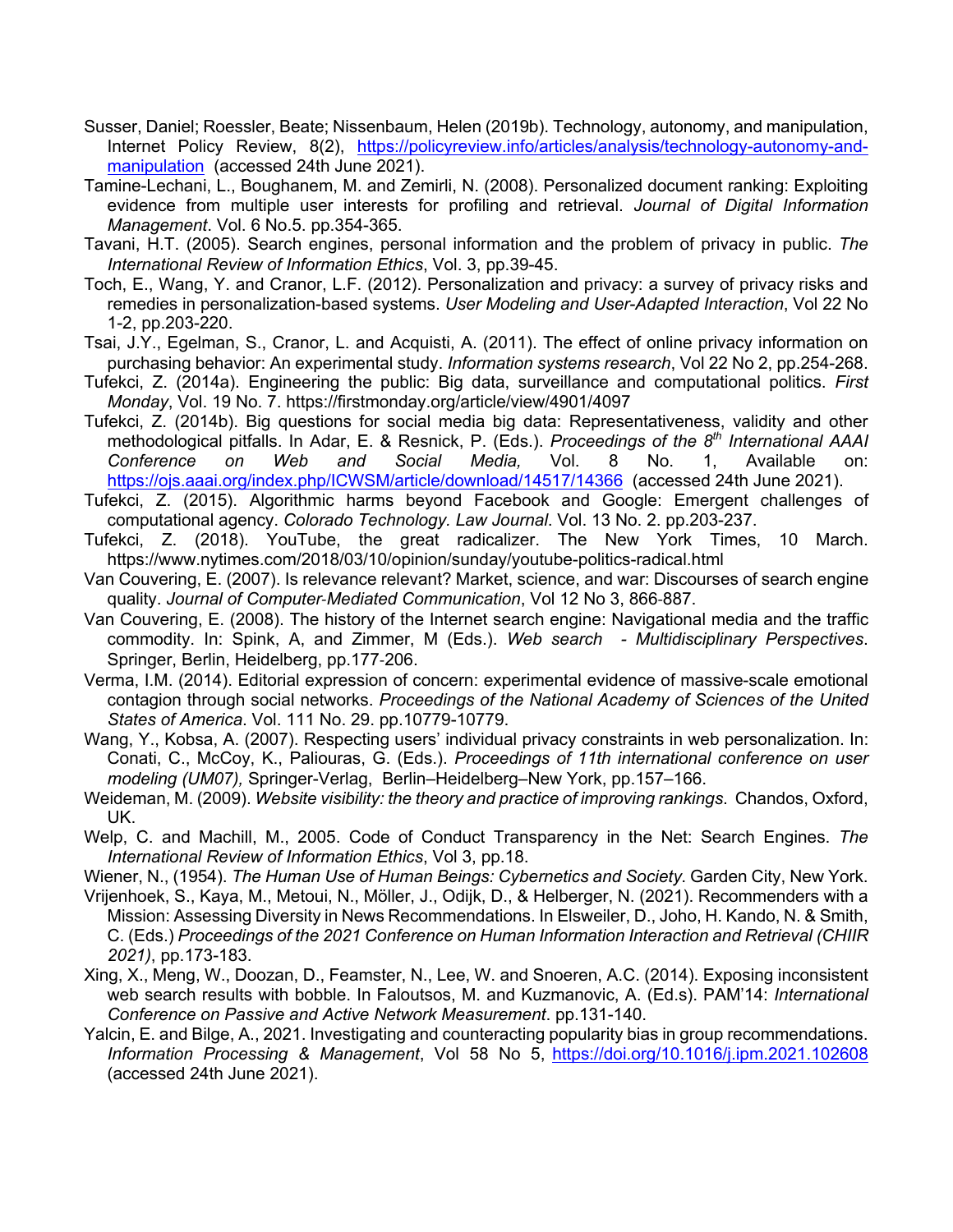Susser, Daniel; Roessler, Beate; Nissenbaum, Helen (2019b). Technology, autonomy, and manipulation, Internet Policy Review, 8(2), https://policyreview.info/articles/analysis/technology-autonomy-and-manipulation (accessed 24th June 2021).

Tamine-Lechani, L., Boughanem, M. and Zemirli, N. (2008). Personalized document ranking: Exploiting evidence from multiple user interests for profiling and retrieval. *Journal of Digital Information Management*. Vol. 6 No.5. pp.354-365.

Tavani, H.T. (2005). Search engines, personal information and the problem of privacy in public. *The International Review of Information Ethics*, Vol. 3, pp.39-45.

Toch, E., Wang, Y. and Cranor, L.F. (2012). Personalization and privacy: a survey of privacy risks and remedies in personalization-based systems. *User Modeling and User-Adapted Interaction*, Vol 22 No 1-2, pp.203-220.

Tsai, J.Y., Egelman, S., Cranor, L. and Acquisti, A. (2011). The effect of online privacy information on purchasing behavior: An experimental study. *Information systems research*, Vol 22 No 2, pp.254-268.

Tufekci, Z. (2014a). Engineering the public: Big data, surveillance and computational politics. *First Monday*, Vol. 19 No. 7. https://firstmonday.org/article/view/4901/4097

Tufekci, Z. (2014b). Big questions for social media big data: Representativeness, validity and other methodological pitfalls. In Adar, E. & Resnick, P. (Eds.). *Proceedings of the 8th International AAAI Conference on Web and Social Media,* Vol. 8 No. 1, Available on: https://ojs.aaai.org/index.php/ICWSM/article/download/14517/14366 (accessed 24th June 2021).

Tufekci, Z. (2015). Algorithmic harms beyond Facebook and Google: Emergent challenges of computational agency. *Colorado Technology. Law Journal*. Vol. 13 No. 2. pp.203-237.

Tufekci, Z. (2018). YouTube, the great radicalizer. The New York Times, 10 March. https://www.nytimes.com/2018/03/10/opinion/sunday/youtube-politics-radical.html

Van Couvering, E. (2007). Is relevance relevant? Market, science, and war: Discourses of search engine quality. *Journal of Computer‐Mediated Communication*, Vol 12 No 3, 866-887.

Van Couvering, E. (2008). The history of the Internet search engine: Navigational media and the traffic commodity. In: Spink, A, and Zimmer, M (Eds.). *Web search - Multidisciplinary Perspectives*. Springer, Berlin, Heidelberg, pp.177-206.

Verma, I.M. (2014). Editorial expression of concern: experimental evidence of massive-scale emotional contagion through social networks. *Proceedings of the National Academy of Sciences of the United States of America*. Vol. 111 No. 29. pp.10779-10779.

Wang, Y., Kobsa, A. (2007). Respecting users' individual privacy constraints in web personalization. In: Conati, C., McCoy, K., Paliouras, G. (Eds.). *Proceedings of 11th international conference on user modeling (UM07),* Springer-Verlag, Berlin–Heidelberg–New York, pp.157–166.

Weideman, M. (2009). *Website visibility: the theory and practice of improving rankings.* Chandos, Oxford, UK.

Welp, C. and Machill, M., 2005. Code of Conduct Transparency in the Net: Search Engines. *The International Review of Information Ethics*, Vol 3, pp.18.

Wiener, N., (1954). *The Human Use of Human Beings: Cybernetics and Society*. Garden City, New York.

Vrijenhoek, S., Kaya, M., Metoui, N., Möller, J., Odijk, D., & Helberger, N. (2021). Recommenders with a Mission: Assessing Diversity in News Recommendations. In Elsweiler, D., Joho, H. Kando, N. & Smith, C. (Eds.) *Proceedings of the 2021 Conference on Human Information Interaction and Retrieval (CHIIR 2021)*, pp.173-183.

Xing, X., Meng, W., Doozan, D., Feamster, N., Lee, W. and Snoeren, A.C. (2014). Exposing inconsistent web search results with bobble. In Faloutsos, M. and Kuzmanovic, A. (Ed.s). PAM'14: *International Conference on Passive and Active Network Measurement*. pp.131-140.

Yalcin, E. and Bilge, A., 2021. Investigating and counteracting popularity bias in group recommendations. *Information Processing & Management*, Vol 58 No 5, https://doi.org/10.1016/j.ipm.2021.102608 (accessed 24th June 2021).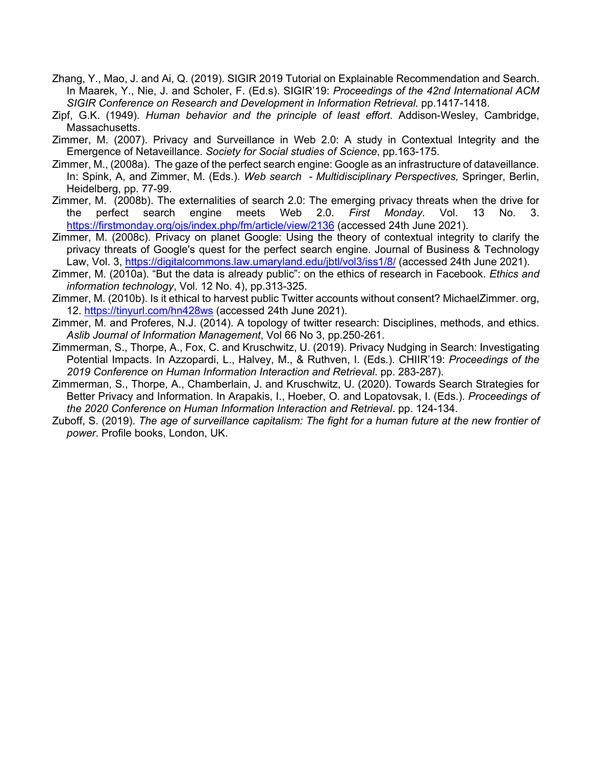Zhang, Y., Mao, J. and Ai, Q. (2019). SIGIR 2019 Tutorial on Explainable Recommendation and Search. In Maarek, Y., Nie, J. and Scholer, F. (Ed.s). SIGIR'19: *Proceedings of the 42nd International ACM SIGIR Conference on Research and Development in Information Retrieval*. pp.1417-1418.

Zipf, G.K. (1949). *Human behavior and the principle of least effort*. Addison-Wesley, Cambridge, Massachusetts.

Zimmer, M. (2007). Privacy and Surveillance in Web 2.0: A study in Contextual Integrity and the Emergence of Netaveillance. *Society for Social studies of Science*, pp.163-175.

Zimmer, M., (2008a). The gaze of the perfect search engine: Google as an infrastructure of dataveillance. In: Spink, A, and Zimmer, M. (Eds.). *Web search - Multidisciplinary Perspectives,* Springer, Berlin, Heidelberg, pp. 77-99.

Zimmer, M. (2008b). The externalities of search 2.0: The emerging privacy threats when the drive for the perfect search engine meets Web 2.0. *First Monday*. Vol. 13 No. 3. https://firstmonday.org/ojs/index.php/fm/article/view/2136 (accessed 24th June 2021).

Zimmer, M. (2008c). Privacy on planet Google: Using the theory of contextual integrity to clarify the privacy threats of Google's quest for the perfect search engine. Journal of Business & Technology Law, Vol. 3, https://digitalcommons.law.umaryland.edu/jbtl/vol3/iss1/8/ (accessed 24th June 2021).

Zimmer, M. (2010a). "But the data is already public": on the ethics of research in Facebook. *Ethics and information technology*, Vol. 12 No. 4), pp.313-325.

Zimmer, M. (2010b). Is it ethical to harvest public Twitter accounts without consent? MichaelZimmer. org, 12. https://tinyurl.com/hn428ws (accessed 24th June 2021).

Zimmer, M. and Proferes, N.J. (2014). A topology of twitter research: Disciplines, methods, and ethics. *Aslib Journal of Information Management*, Vol 66 No 3, pp.250-261.

Zimmerman, S., Thorpe, A., Fox, C. and Kruschwitz, U. (2019). Privacy Nudging in Search: Investigating Potential Impacts. In Azzopardi, L., Halvey, M., & Ruthven, I. (Eds.). CHIIR'19: *Proceedings of the 2019 Conference on Human Information Interaction and Retrieval*. pp. 283-287).

Zimmerman, S., Thorpe, A., Chamberlain, J. and Kruschwitz, U. (2020). Towards Search Strategies for Better Privacy and Information. In Arapakis, I., Hoeber, O. and Lopatovsak, I. (Eds.). *Proceedings of the 2020 Conference on Human Information Interaction and Retrieval*. pp. 124-134.

Zuboff, S. (2019). *The age of surveillance capitalism: The fight for a human future at the new frontier of power*. Profile books, London, UK.